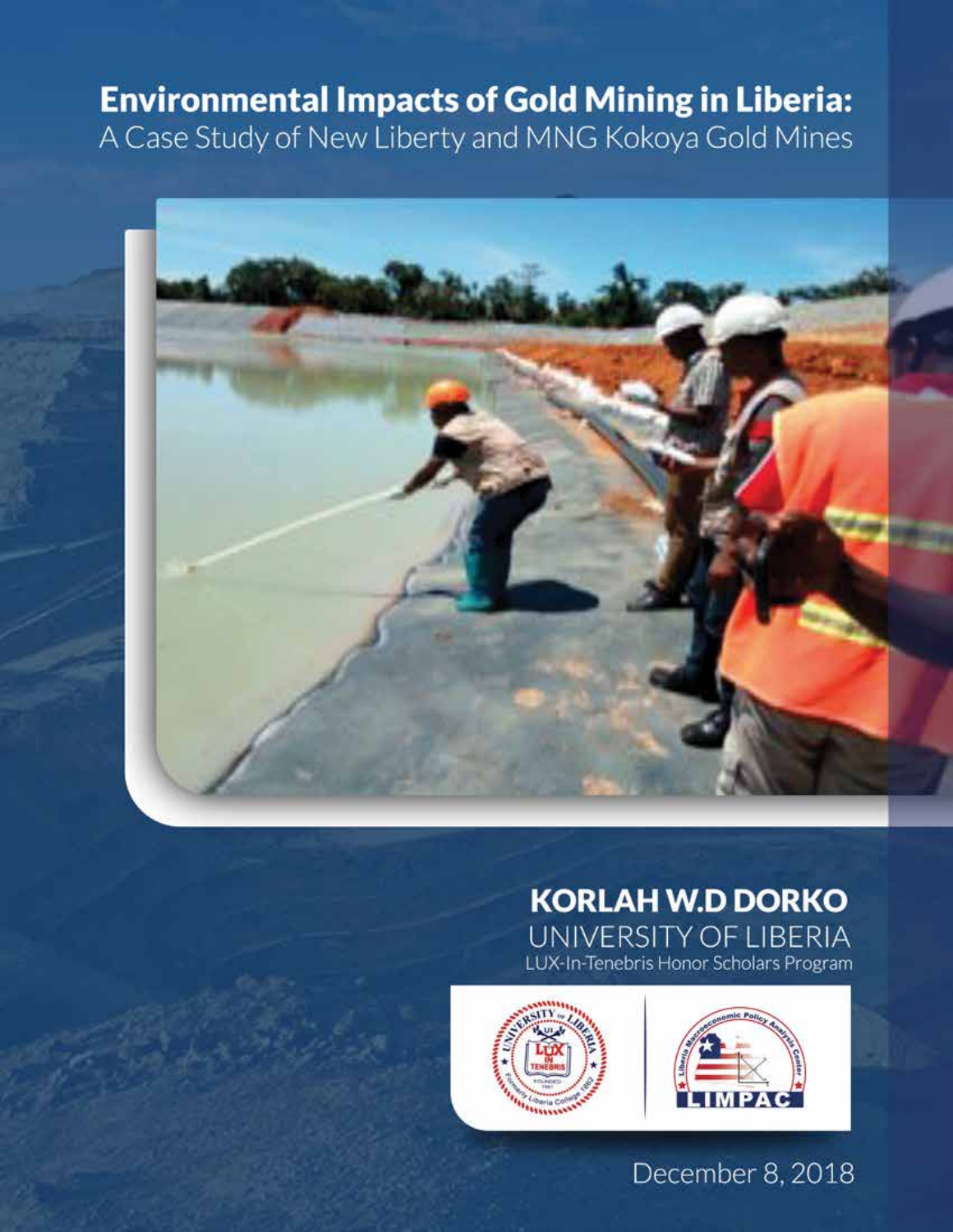# Environmental Impacts of Gold Mining in Liberia:

## A Case Study of New Liberty and MNG Kokoya Gold Mines

**KORLAH W.D DORKO**

UNIVERSITY OF LIBERIA

LUX-In-Tenebris Honor Scholars Program

December 8, 2018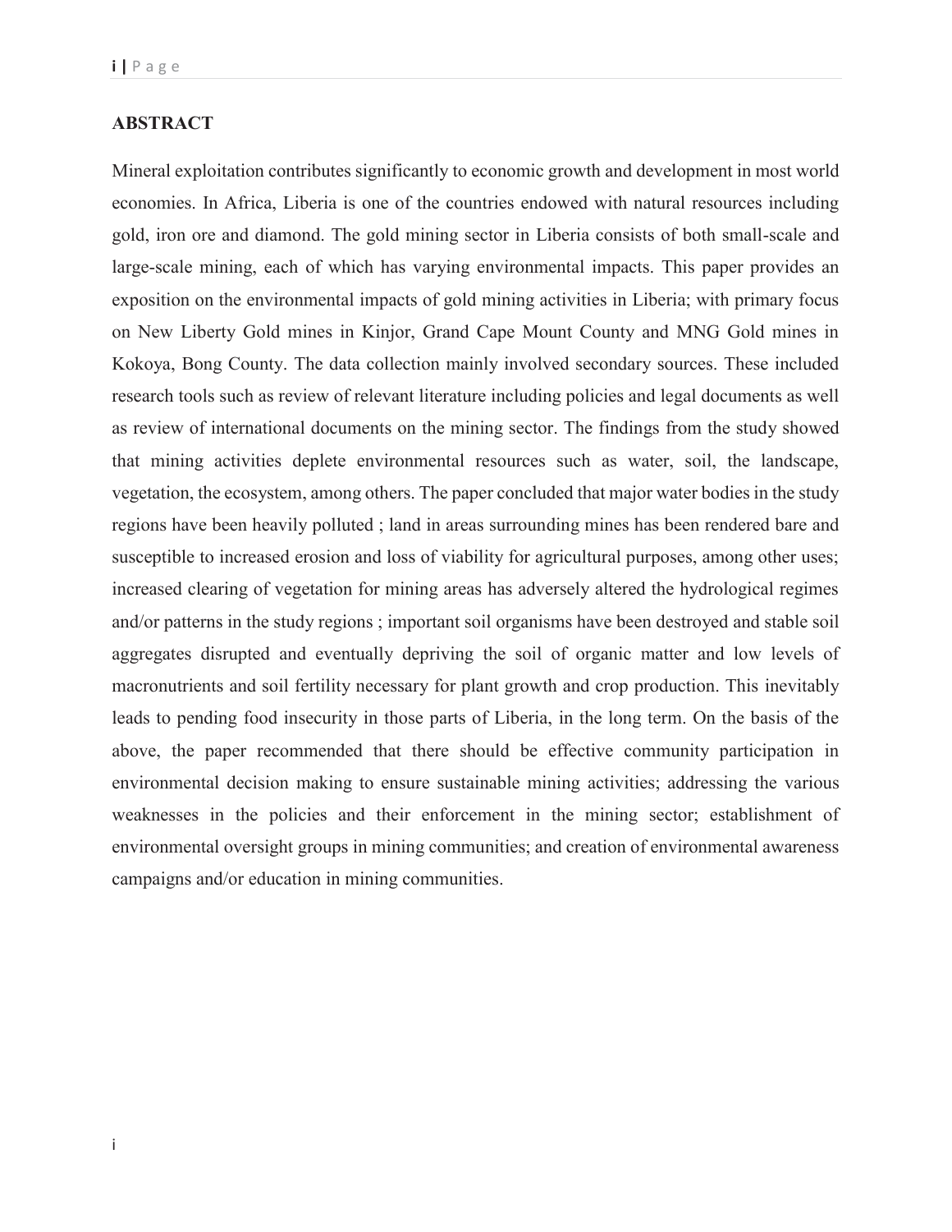## ABSTRACT

Mineral exploitation contributes significantly to economic growth and development in most world economies. In Africa, Liberia is one of the countries endowed with natural resources including gold, iron ore and diamond. The gold mining sector in Liberia consists of both small-scale and large-scale mining, each of which has varying environmental impacts. This paper provides an exposition on the environmental impacts of gold mining activities in Liberia; with primary focus on New Liberty Gold mines in Kinjor, Grand Cape Mount County and MNG Gold mines in Kokoya, Bong County. The data collection mainly involved secondary sources. These included research tools such as review of relevant literature including policies and legal documents as well as review of international documents on the mining sector. The findings from the study showed that mining activities deplete environmental resources such as water, soil, the landscape, vegetation, the ecosystem, among others. The paper concluded that major water bodies in the study regions have been heavily polluted ; land in areas surrounding mines has been rendered bare and susceptible to increased erosion and loss of viability for agricultural purposes, among other uses; increased clearing of vegetation for mining areas has adversely altered the hydrological regimes and/or patterns in the study regions ; important soil organisms have been destroyed and stable soil aggregates disrupted and eventually depriving the soil of organic matter and low levels of macronutrients and soil fertility necessary for plant growth and crop production. This inevitably leads to pending food insecurity in those parts of Liberia, in the long term. On the basis of the above, the paper recommended that there should be effective community participation in environmental decision making to ensure sustainable mining activities; addressing the various weaknesses in the policies and their enforcement in the mining sector; establishment of environmental oversight groups in mining communities; and creation of environmental awareness campaigns and/or education in mining communities.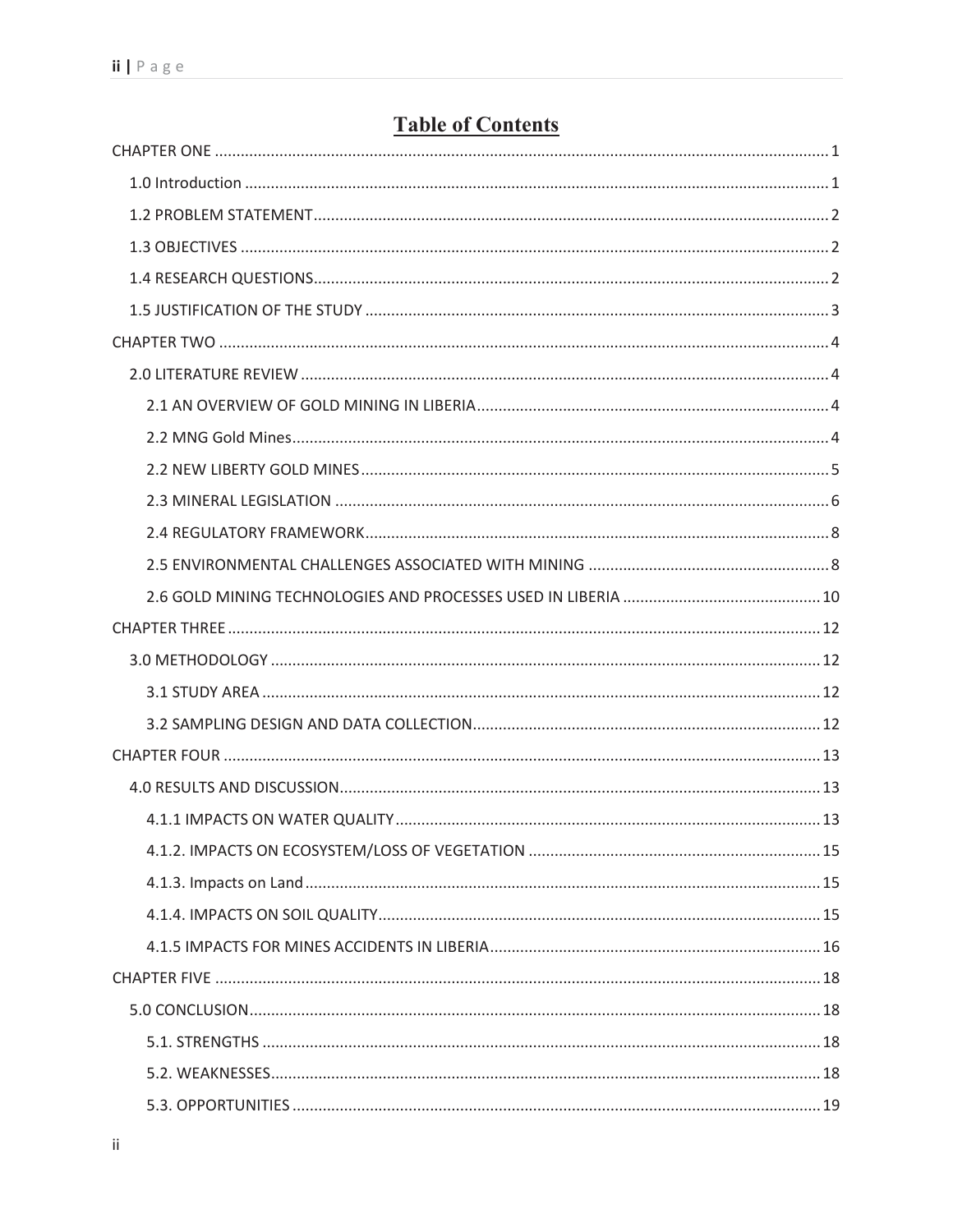# Table of Contents

CHAPTER ONE ..... 1

- 1.0 Introduction ..... 1
- 1.2 PROBLEM STATEMENT ..... 2
- 1.3 OBJECTIVES ..... 2
- 1.4 RESEARCH QUESTIONS ..... 2
- 1.5 JUSTIFICATION OF THE STUDY ..... 3

CHAPTER TWO ..... 4

- 2.0 LITERATURE REVIEW ..... 4
  - 2.1 AN OVERVIEW OF GOLD MINING IN LIBERIA ..... 4
  - 2.2 MNG Gold Mines ..... 4
  - 2.2 NEW LIBERTY GOLD MINES ..... 5
  - 2.3 MINERAL LEGISLATION ..... 6
  - 2.4 REGULATORY FRAMEWORK ..... 8
  - 2.5 ENVIRONMENTAL CHALLENGES ASSOCIATED WITH MINING ..... 8
  - 2.6 GOLD MINING TECHNOLOGIES AND PROCESSES USED IN LIBERIA ..... 10

CHAPTER THREE ..... 12

- 3.0 METHODOLOGY ..... 12
  - 3.1 STUDY AREA ..... 12
  - 3.2 SAMPLING DESIGN AND DATA COLLECTION ..... 12

CHAPTER FOUR ..... 13

- 4.0 RESULTS AND DISCUSSION ..... 13
  - 4.1.1 IMPACTS ON WATER QUALITY ..... 13
  - 4.1.2. IMPACTS ON ECOSYSTEM/LOSS OF VEGETATION ..... 15
  - 4.1.3. Impacts on Land ..... 15
  - 4.1.4. IMPACTS ON SOIL QUALITY ..... 15
  - 4.1.5 IMPACTS FOR MINES ACCIDENTS IN LIBERIA ..... 16

CHAPTER FIVE ..... 18

- 5.0 CONCLUSION ..... 18
  - 5.1. STRENGTHS ..... 18
  - 5.2. WEAKNESSES ..... 18
  - 5.3. OPPORTUNITIES ..... 19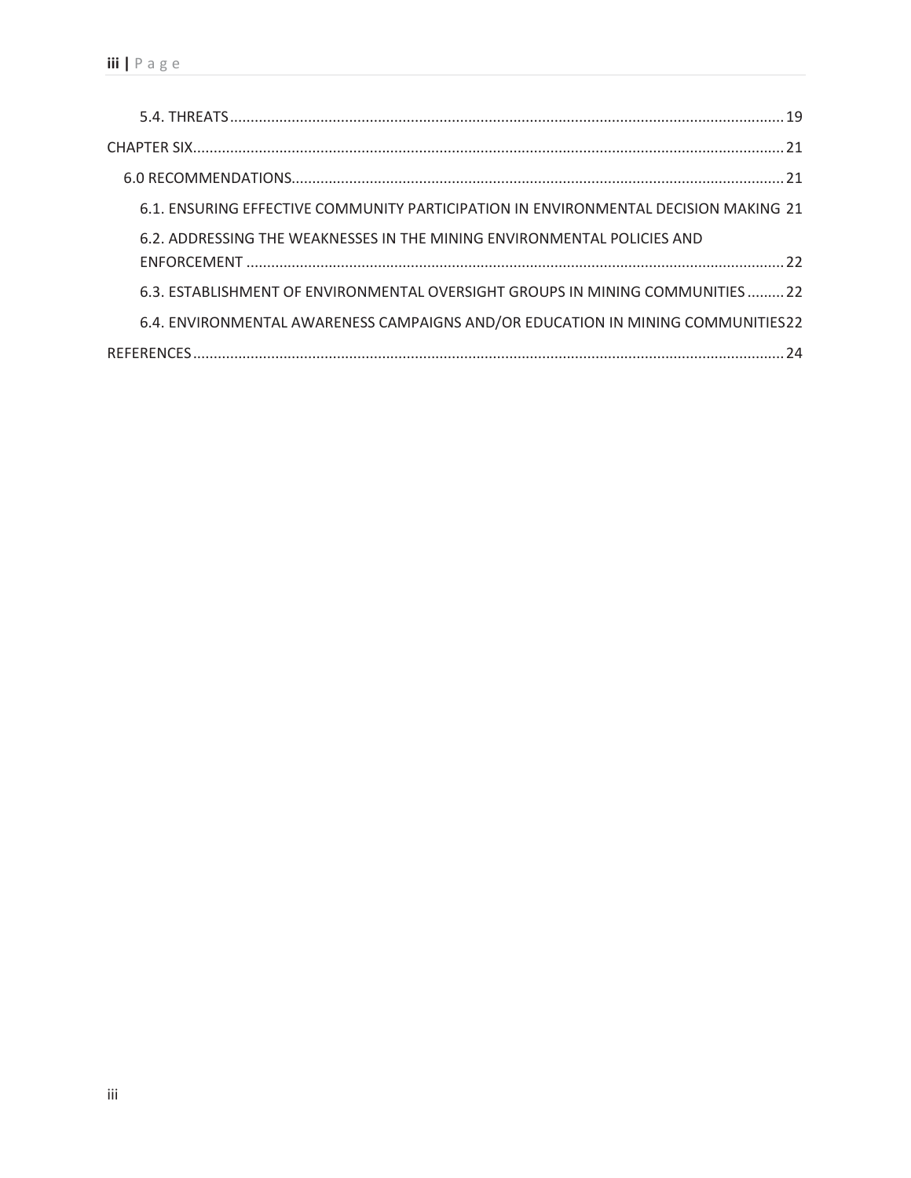5.4. THREATS ..... 19

CHAPTER SIX ..... 21

6.0 RECOMMENDATIONS ..... 21

6.1. ENSURING EFFECTIVE COMMUNITY PARTICIPATION IN ENVIRONMENTAL DECISION MAKING 21

6.2. ADDRESSING THE WEAKNESSES IN THE MINING ENVIRONMENTAL POLICIES AND ENFORCEMENT ..... 22

6.3. ESTABLISHMENT OF ENVIRONMENTAL OVERSIGHT GROUPS IN MINING COMMUNITIES ..... 22

6.4. ENVIRONMENTAL AWARENESS CAMPAIGNS AND/OR EDUCATION IN MINING COMMUNITIES 22

REFERENCES ..... 24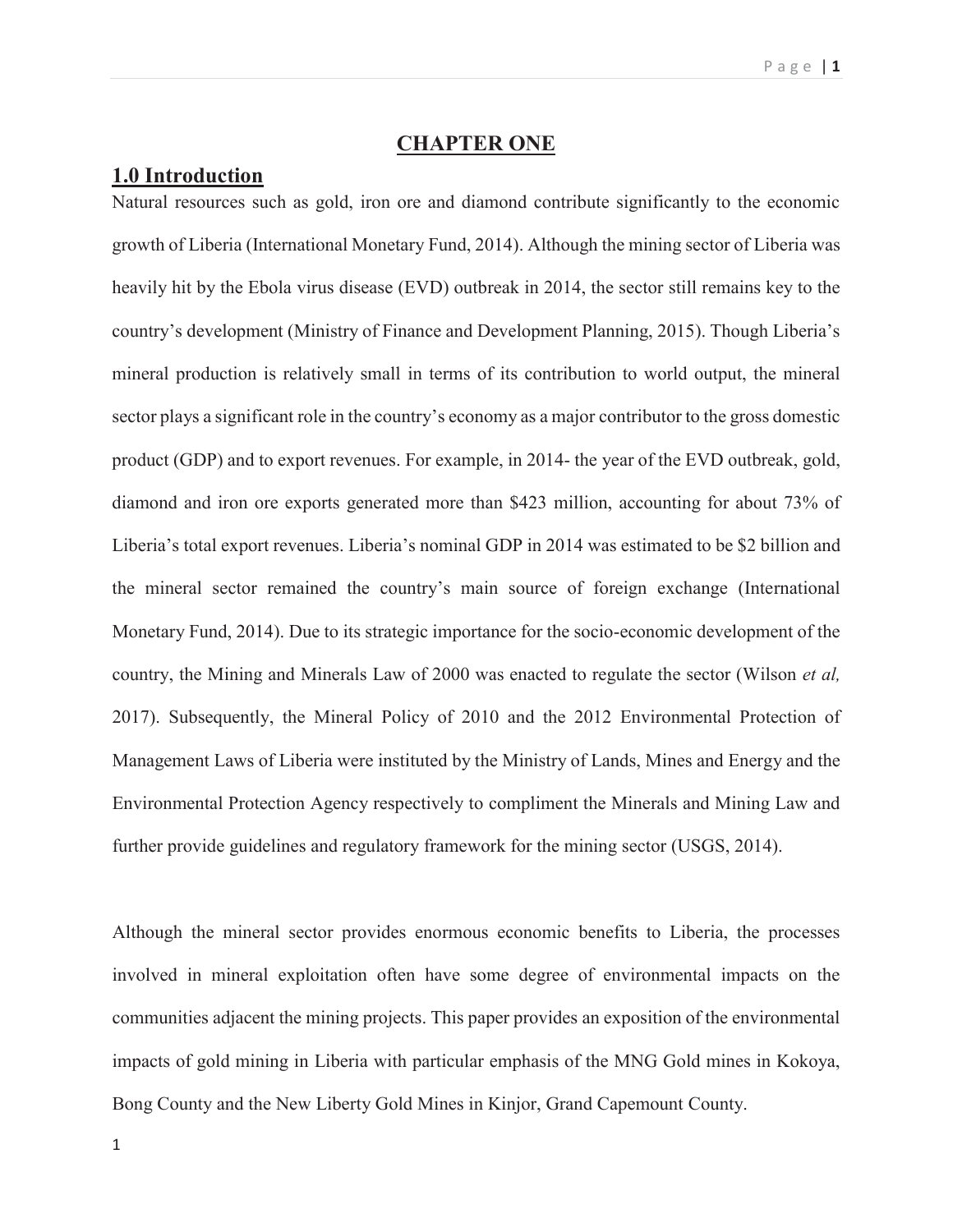# CHAPTER ONE

## 1.0 Introduction

Natural resources such as gold, iron ore and diamond contribute significantly to the economic growth of Liberia (International Monetary Fund, 2014). Although the mining sector of Liberia was heavily hit by the Ebola virus disease (EVD) outbreak in 2014, the sector still remains key to the country's development (Ministry of Finance and Development Planning, 2015). Though Liberia's mineral production is relatively small in terms of its contribution to world output, the mineral sector plays a significant role in the country's economy as a major contributor to the gross domestic product (GDP) and to export revenues. For example, in 2014- the year of the EVD outbreak, gold, diamond and iron ore exports generated more than $423 million, accounting for about 73% of Liberia's total export revenues. Liberia's nominal GDP in 2014 was estimated to be $2 billion and the mineral sector remained the country's main source of foreign exchange (International Monetary Fund, 2014). Due to its strategic importance for the socio-economic development of the country, the Mining and Minerals Law of 2000 was enacted to regulate the sector (Wilson *et al,* 2017). Subsequently, the Mineral Policy of 2010 and the 2012 Environmental Protection of Management Laws of Liberia were instituted by the Ministry of Lands, Mines and Energy and the Environmental Protection Agency respectively to compliment the Minerals and Mining Law and further provide guidelines and regulatory framework for the mining sector (USGS, 2014).

Although the mineral sector provides enormous economic benefits to Liberia, the processes involved in mineral exploitation often have some degree of environmental impacts on the communities adjacent the mining projects. This paper provides an exposition of the environmental impacts of gold mining in Liberia with particular emphasis of the MNG Gold mines in Kokoya, Bong County and the New Liberty Gold Mines in Kinjor, Grand Capemount County.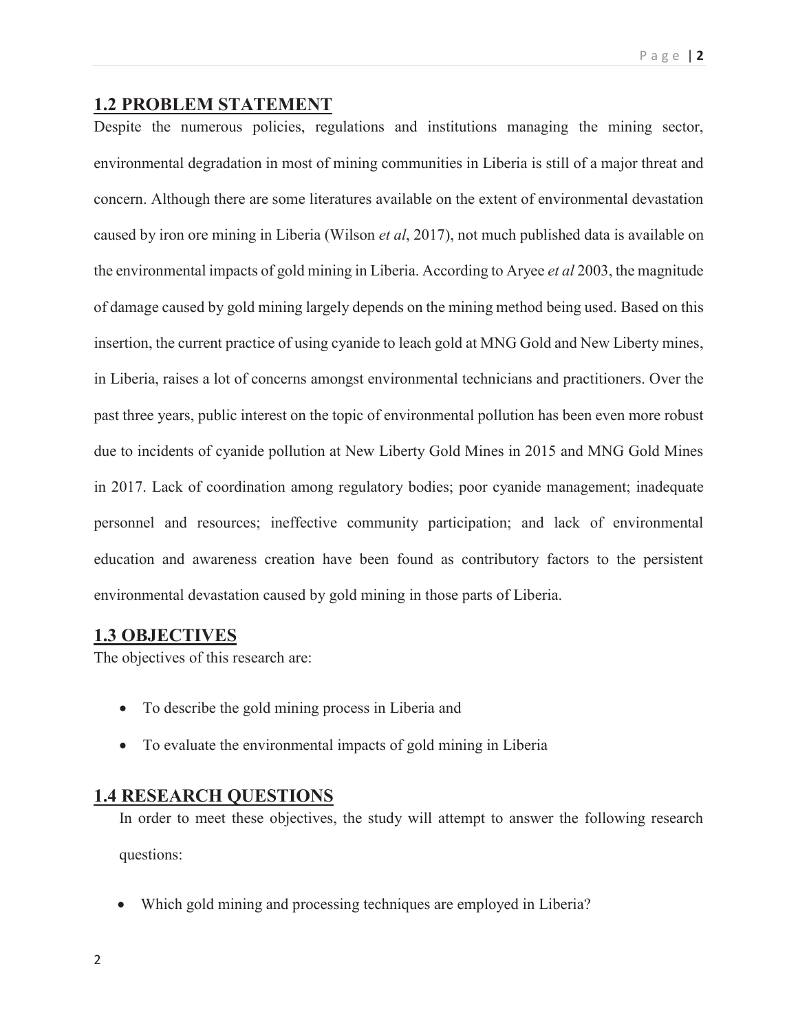## 1.2 PROBLEM STATEMENT

Despite the numerous policies, regulations and institutions managing the mining sector, environmental degradation in most of mining communities in Liberia is still of a major threat and concern. Although there are some literatures available on the extent of environmental devastation caused by iron ore mining in Liberia (Wilson *et al*, 2017), not much published data is available on the environmental impacts of gold mining in Liberia. According to Aryee *et al* 2003, the magnitude of damage caused by gold mining largely depends on the mining method being used. Based on this insertion, the current practice of using cyanide to leach gold at MNG Gold and New Liberty mines, in Liberia, raises a lot of concerns amongst environmental technicians and practitioners. Over the past three years, public interest on the topic of environmental pollution has been even more robust due to incidents of cyanide pollution at New Liberty Gold Mines in 2015 and MNG Gold Mines in 2017. Lack of coordination among regulatory bodies; poor cyanide management; inadequate personnel and resources; ineffective community participation; and lack of environmental education and awareness creation have been found as contributory factors to the persistent environmental devastation caused by gold mining in those parts of Liberia.

## 1.3 OBJECTIVES

The objectives of this research are:

- To describe the gold mining process in Liberia and
- To evaluate the environmental impacts of gold mining in Liberia

## 1.4 RESEARCH QUESTIONS

In order to meet these objectives, the study will attempt to answer the following research questions:

- Which gold mining and processing techniques are employed in Liberia?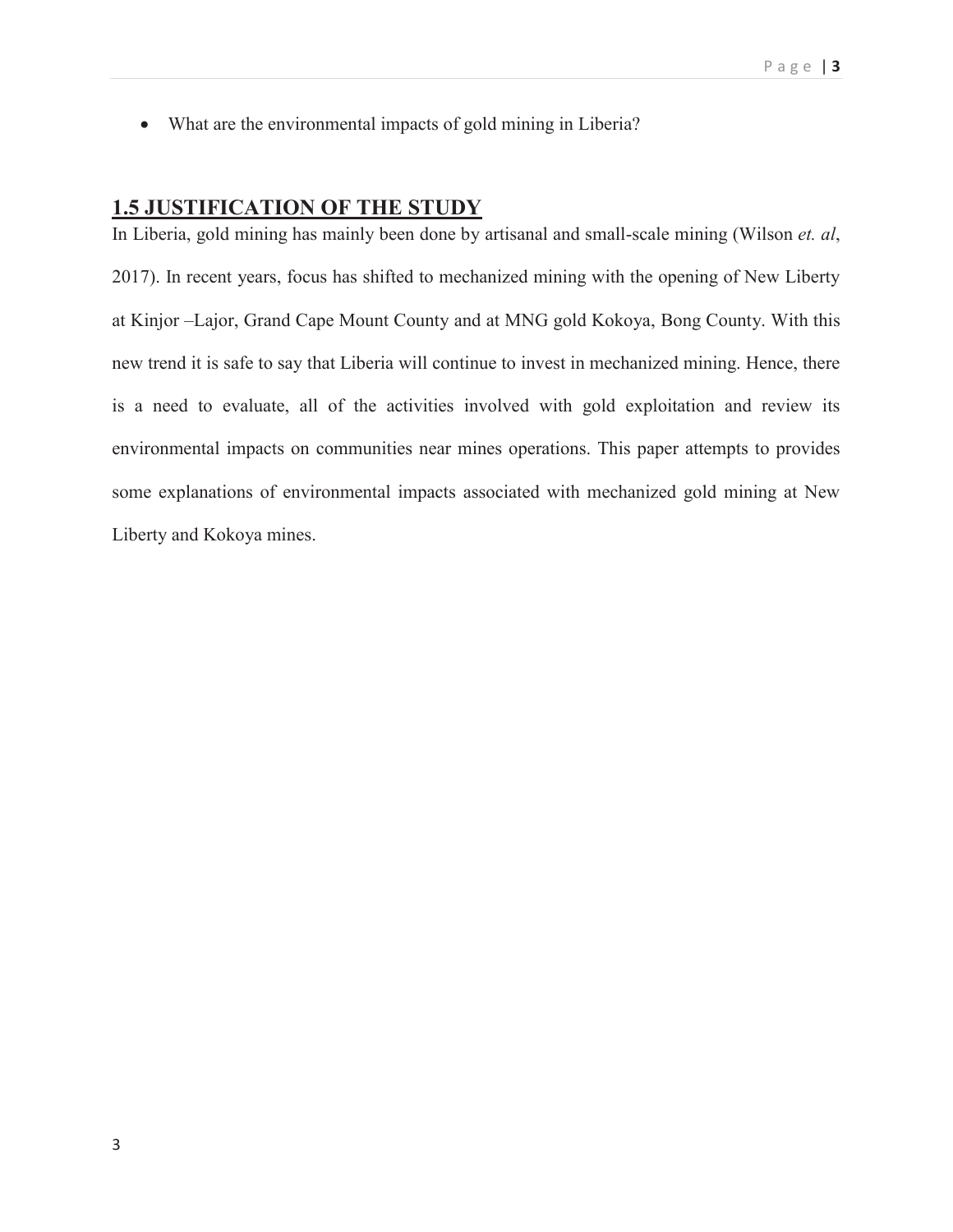- What are the environmental impacts of gold mining in Liberia?

## 1.5 JUSTIFICATION OF THE STUDY

In Liberia, gold mining has mainly been done by artisanal and small-scale mining (Wilson *et. al*, 2017). In recent years, focus has shifted to mechanized mining with the opening of New Liberty at Kinjor –Lajor, Grand Cape Mount County and at MNG gold Kokoya, Bong County. With this new trend it is safe to say that Liberia will continue to invest in mechanized mining. Hence, there is a need to evaluate, all of the activities involved with gold exploitation and review its environmental impacts on communities near mines operations. This paper attempts to provides some explanations of environmental impacts associated with mechanized gold mining at New Liberty and Kokoya mines.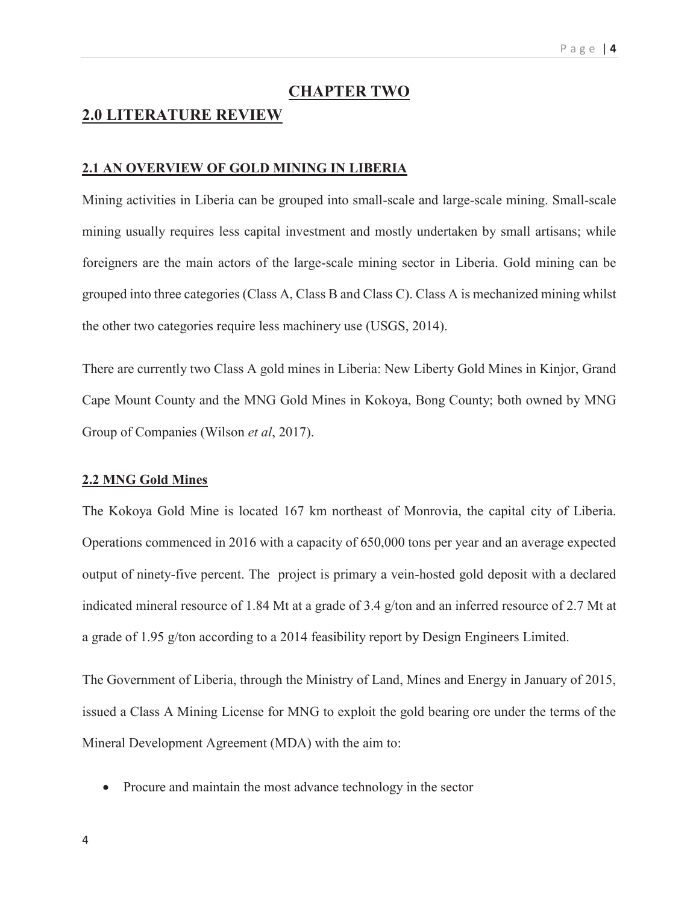# CHAPTER TWO

## 2.0 LITERATURE REVIEW

### 2.1 AN OVERVIEW OF GOLD MINING IN LIBERIA

Mining activities in Liberia can be grouped into small-scale and large-scale mining. Small-scale mining usually requires less capital investment and mostly undertaken by small artisans; while foreigners are the main actors of the large-scale mining sector in Liberia. Gold mining can be grouped into three categories (Class A, Class B and Class C). Class A is mechanized mining whilst the other two categories require less machinery use (USGS, 2014).

There are currently two Class A gold mines in Liberia: New Liberty Gold Mines in Kinjor, Grand Cape Mount County and the MNG Gold Mines in Kokoya, Bong County; both owned by MNG Group of Companies (Wilson *et al*, 2017).

### 2.2 MNG Gold Mines

The Kokoya Gold Mine is located 167 km northeast of Monrovia, the capital city of Liberia. Operations commenced in 2016 with a capacity of 650,000 tons per year and an average expected output of ninety-five percent. The project is primary a vein-hosted gold deposit with a declared indicated mineral resource of 1.84 Mt at a grade of 3.4 g/ton and an inferred resource of 2.7 Mt at a grade of 1.95 g/ton according to a 2014 feasibility report by Design Engineers Limited.

The Government of Liberia, through the Ministry of Land, Mines and Energy in January of 2015, issued a Class A Mining License for MNG to exploit the gold bearing ore under the terms of the Mineral Development Agreement (MDA) with the aim to:

- Procure and maintain the most advance technology in the sector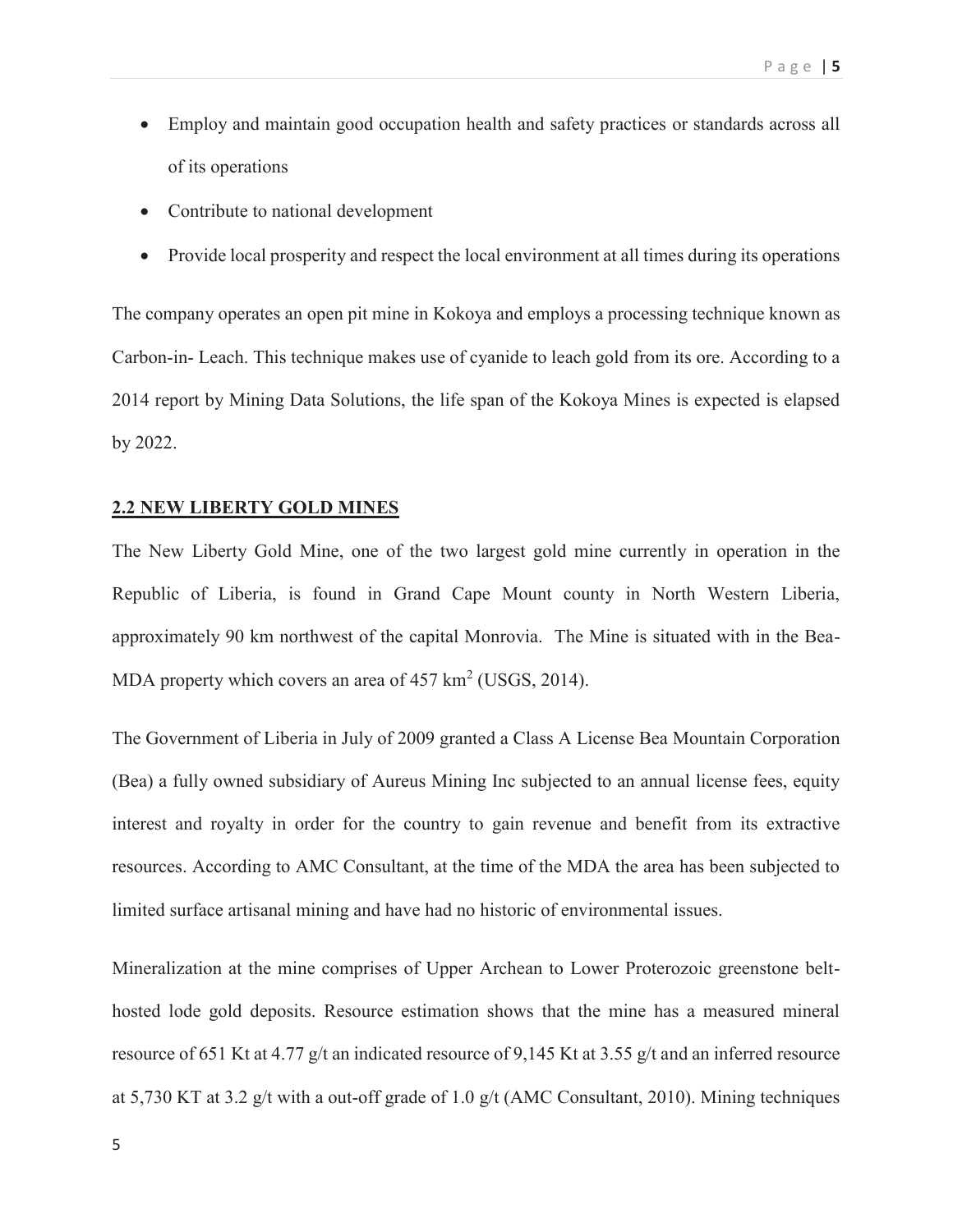- Employ and maintain good occupation health and safety practices or standards across all of its operations
- Contribute to national development
- Provide local prosperity and respect the local environment at all times during its operations

The company operates an open pit mine in Kokoya and employs a processing technique known as Carbon-in- Leach. This technique makes use of cyanide to leach gold from its ore. According to a 2014 report by Mining Data Solutions, the life span of the Kokoya Mines is expected is elapsed by 2022.

## 2.2 NEW LIBERTY GOLD MINES

The New Liberty Gold Mine, one of the two largest gold mine currently in operation in the Republic of Liberia, is found in Grand Cape Mount county in North Western Liberia, approximately 90 km northwest of the capital Monrovia. The Mine is situated with in the Bea-MDA property which covers an area of 457 $km^2$ (USGS, 2014).

The Government of Liberia in July of 2009 granted a Class A License Bea Mountain Corporation (Bea) a fully owned subsidiary of Aureus Mining Inc subjected to an annual license fees, equity interest and royalty in order for the country to gain revenue and benefit from its extractive resources. According to AMC Consultant, at the time of the MDA the area has been subjected to limited surface artisanal mining and have had no historic of environmental issues.

Mineralization at the mine comprises of Upper Archean to Lower Proterozoic greenstone belt-hosted lode gold deposits. Resource estimation shows that the mine has a measured mineral resource of 651 Kt at 4.77 g/t an indicated resource of 9,145 Kt at 3.55 g/t and an inferred resource at 5,730 KT at 3.2 g/t with a out-off grade of 1.0 g/t (AMC Consultant, 2010). Mining techniques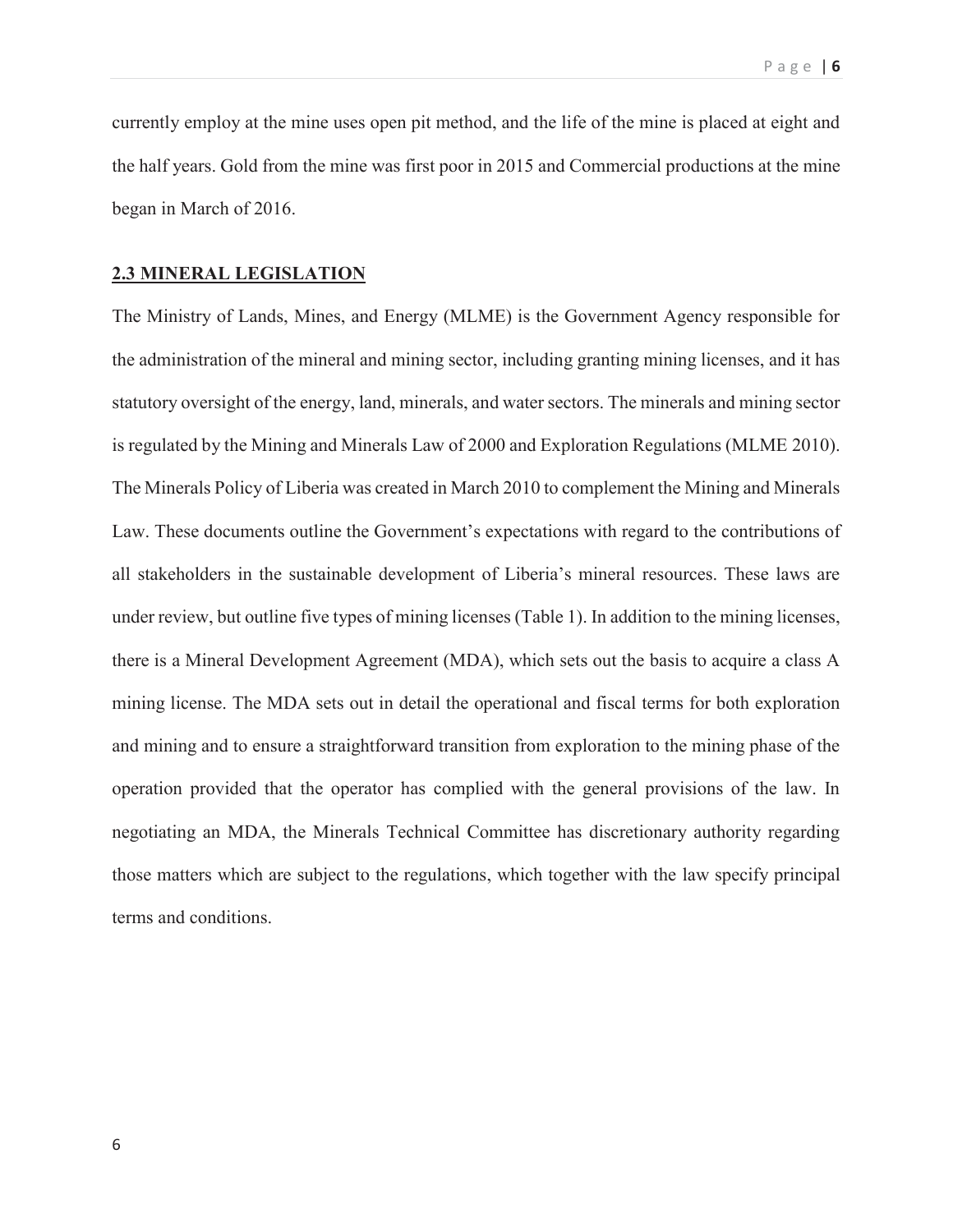currently employ at the mine uses open pit method, and the life of the mine is placed at eight and the half years. Gold from the mine was first poor in 2015 and Commercial productions at the mine began in March of 2016.

## 2.3 MINERAL LEGISLATION

The Ministry of Lands, Mines, and Energy (MLME) is the Government Agency responsible for the administration of the mineral and mining sector, including granting mining licenses, and it has statutory oversight of the energy, land, minerals, and water sectors. The minerals and mining sector is regulated by the Mining and Minerals Law of 2000 and Exploration Regulations (MLME 2010). The Minerals Policy of Liberia was created in March 2010 to complement the Mining and Minerals Law. These documents outline the Government's expectations with regard to the contributions of all stakeholders in the sustainable development of Liberia's mineral resources. These laws are under review, but outline five types of mining licenses (Table 1). In addition to the mining licenses, there is a Mineral Development Agreement (MDA), which sets out the basis to acquire a class A mining license. The MDA sets out in detail the operational and fiscal terms for both exploration and mining and to ensure a straightforward transition from exploration to the mining phase of the operation provided that the operator has complied with the general provisions of the law. In negotiating an MDA, the Minerals Technical Committee has discretionary authority regarding those matters which are subject to the regulations, which together with the law specify principal terms and conditions.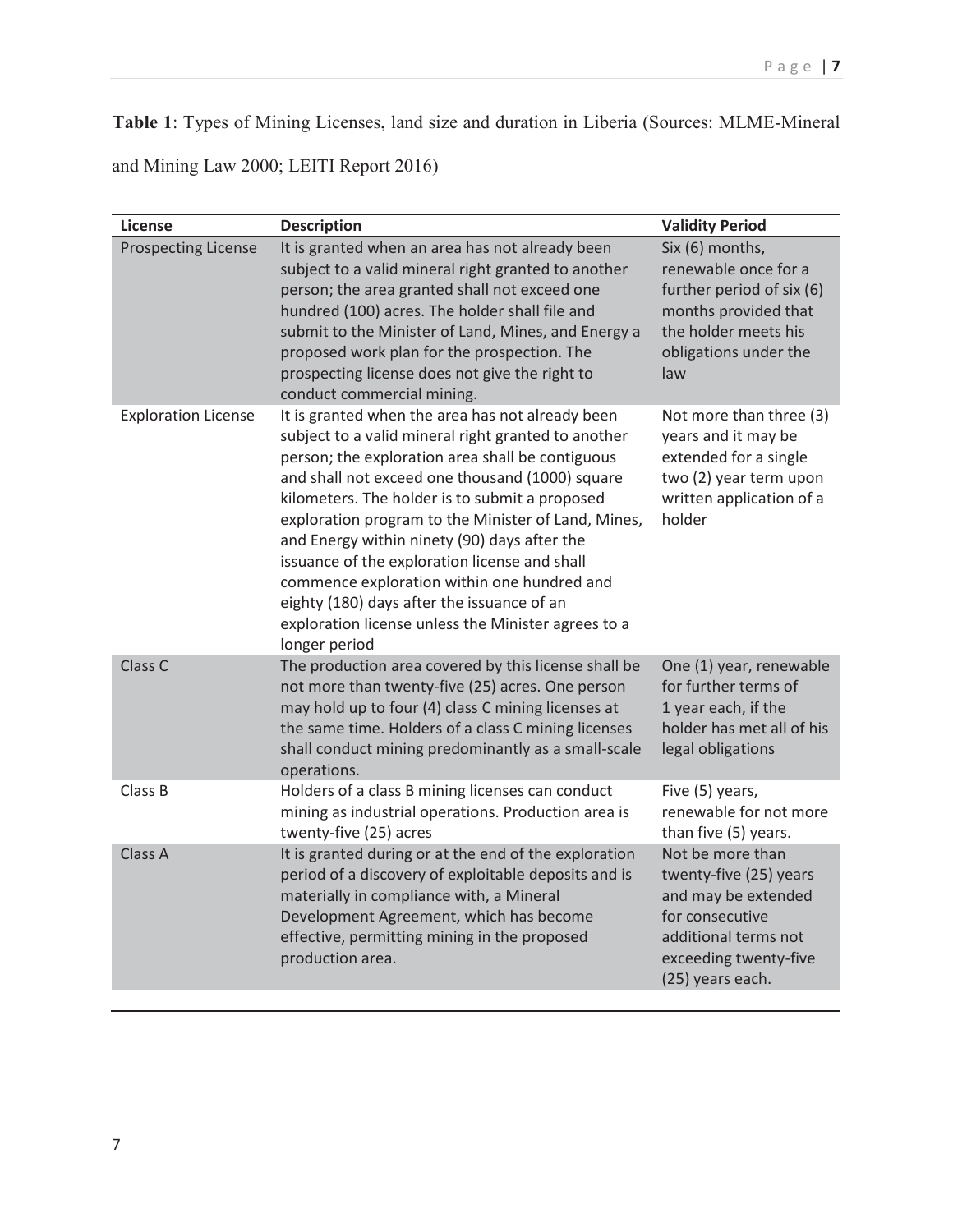**Table 1**: Types of Mining Licenses, land size and duration in Liberia (Sources: MLME-Mineral and Mining Law 2000; LEITI Report 2016)

| License | Description | Validity Period |
|---|---|---|
| Prospecting License | It is granted when an area has not already been subject to a valid mineral right granted to another person; the area granted shall not exceed one hundred (100) acres. The holder shall file and submit to the Minister of Land, Mines, and Energy a proposed work plan for the prospection. The prospecting license does not give the right to conduct commercial mining. | Six (6) months, renewable once for a further period of six (6) months provided that the holder meets his obligations under the law |
| Exploration License | It is granted when the area has not already been subject to a valid mineral right granted to another person; the exploration area shall be contiguous and shall not exceed one thousand (1000) square kilometers. The holder is to submit a proposed exploration program to the Minister of Land, Mines, and Energy within ninety (90) days after the issuance of the exploration license and shall commence exploration within one hundred and eighty (180) days after the issuance of an exploration license unless the Minister agrees to a longer period | Not more than three (3) years and it may be extended for a single two (2) year term upon written application of a holder |
| Class C | The production area covered by this license shall be not more than twenty-five (25) acres. One person may hold up to four (4) class C mining licenses at the same time. Holders of a class C mining licenses shall conduct mining predominantly as a small-scale operations. | One (1) year, renewable for further terms of 1 year each, if the holder has met all of his legal obligations |
| Class B | Holders of a class B mining licenses can conduct mining as industrial operations. Production area is twenty-five (25) acres | Five (5) years, renewable for not more than five (5) years. |
| Class A | It is granted during or at the end of the exploration period of a discovery of exploitable deposits and is materially in compliance with, a Mineral Development Agreement, which has become effective, permitting mining in the proposed production area. | Not be more than twenty-five (25) years and may be extended for consecutive additional terms not exceeding twenty-five (25) years each. |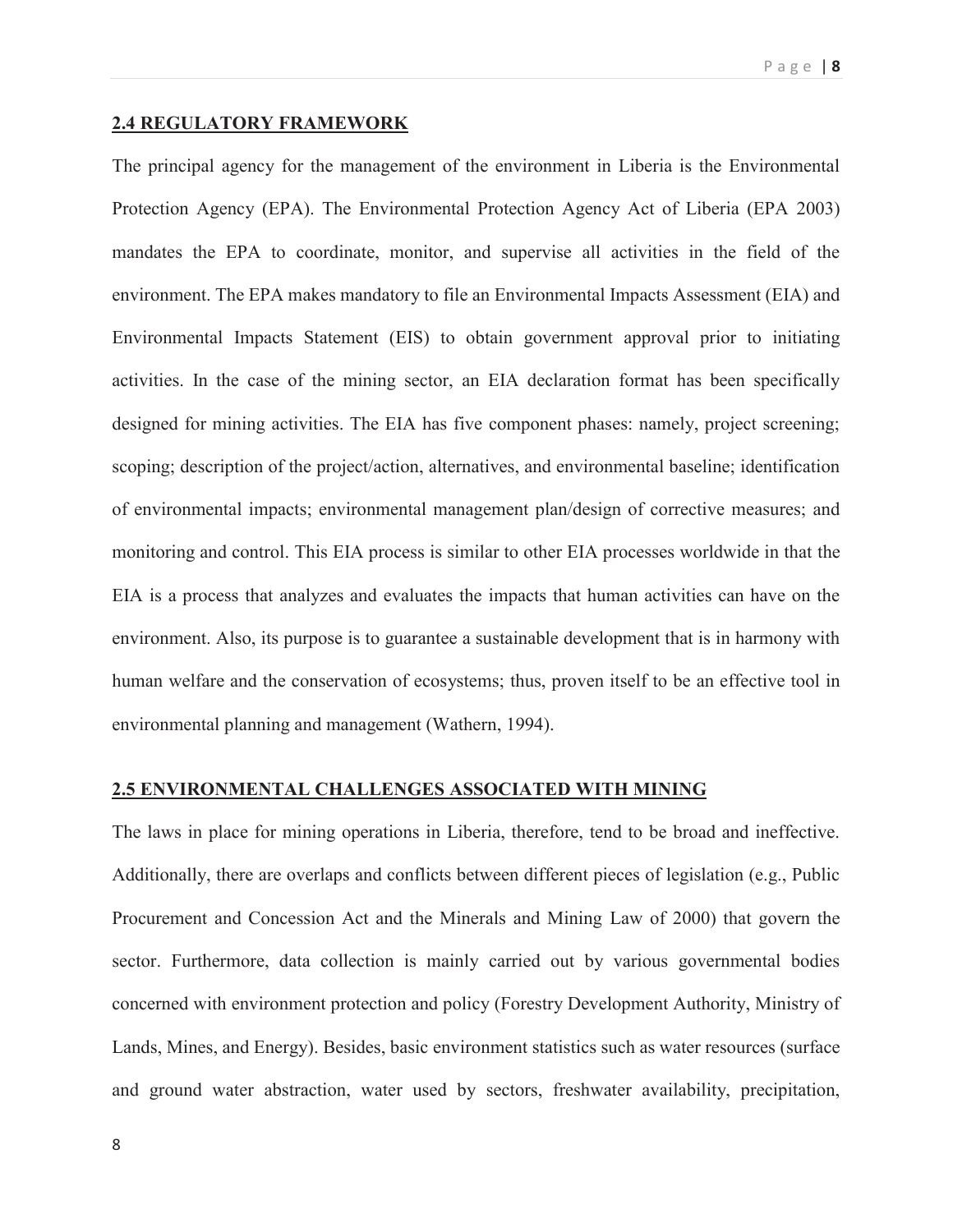## 2.4 REGULATORY FRAMEWORK

The principal agency for the management of the environment in Liberia is the Environmental Protection Agency (EPA). The Environmental Protection Agency Act of Liberia (EPA 2003) mandates the EPA to coordinate, monitor, and supervise all activities in the field of the environment. The EPA makes mandatory to file an Environmental Impacts Assessment (EIA) and Environmental Impacts Statement (EIS) to obtain government approval prior to initiating activities. In the case of the mining sector, an EIA declaration format has been specifically designed for mining activities. The EIA has five component phases: namely, project screening; scoping; description of the project/action, alternatives, and environmental baseline; identification of environmental impacts; environmental management plan/design of corrective measures; and monitoring and control. This EIA process is similar to other EIA processes worldwide in that the EIA is a process that analyzes and evaluates the impacts that human activities can have on the environment. Also, its purpose is to guarantee a sustainable development that is in harmony with human welfare and the conservation of ecosystems; thus, proven itself to be an effective tool in environmental planning and management (Wathern, 1994).

## 2.5 ENVIRONMENTAL CHALLENGES ASSOCIATED WITH MINING

The laws in place for mining operations in Liberia, therefore, tend to be broad and ineffective. Additionally, there are overlaps and conflicts between different pieces of legislation (e.g., Public Procurement and Concession Act and the Minerals and Mining Law of 2000) that govern the sector. Furthermore, data collection is mainly carried out by various governmental bodies concerned with environment protection and policy (Forestry Development Authority, Ministry of Lands, Mines, and Energy). Besides, basic environment statistics such as water resources (surface and ground water abstraction, water used by sectors, freshwater availability, precipitation,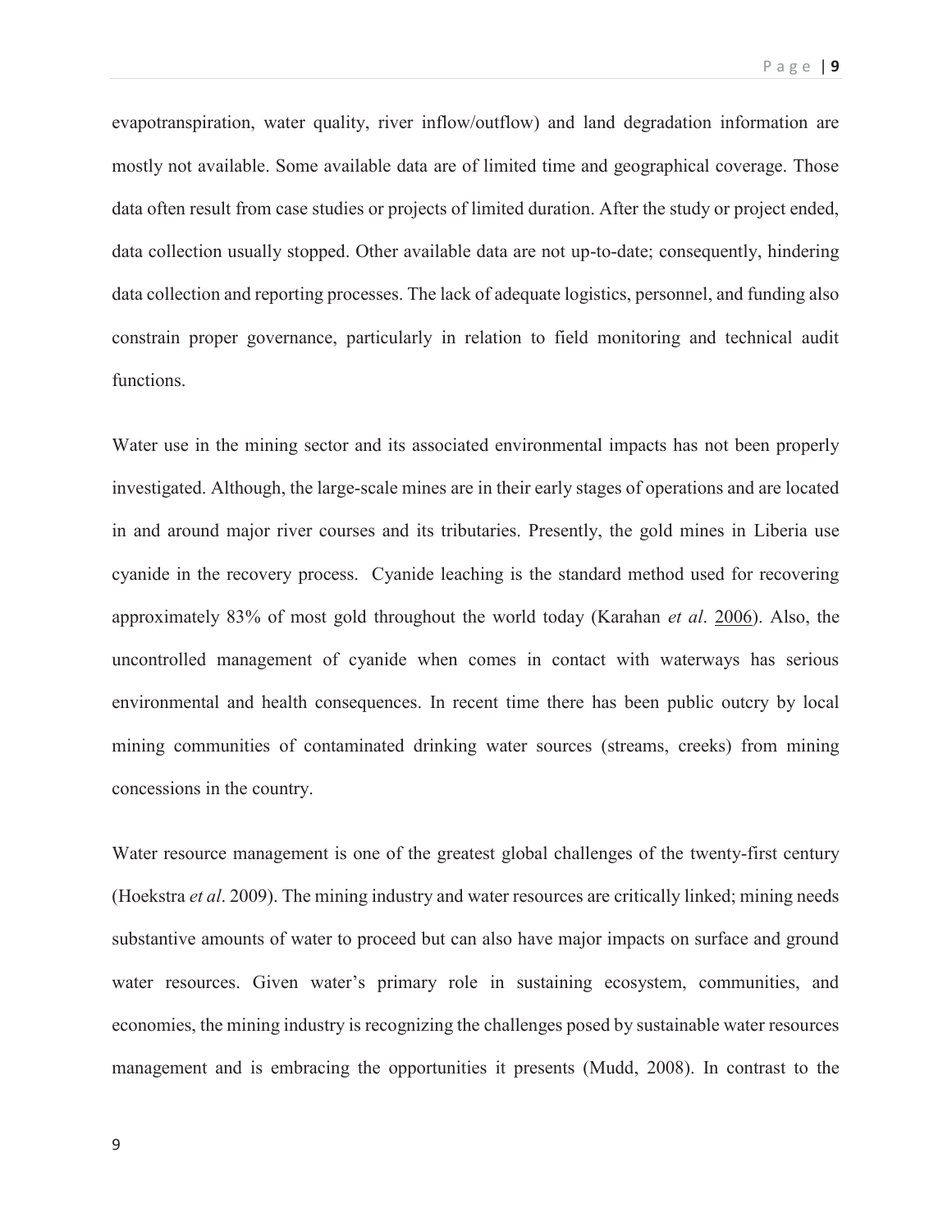evapotranspiration, water quality, river inflow/outflow) and land degradation information are mostly not available. Some available data are of limited time and geographical coverage. Those data often result from case studies or projects of limited duration. After the study or project ended, data collection usually stopped. Other available data are not up-to-date; consequently, hindering data collection and reporting processes. The lack of adequate logistics, personnel, and funding also constrain proper governance, particularly in relation to field monitoring and technical audit functions.

Water use in the mining sector and its associated environmental impacts has not been properly investigated. Although, the large-scale mines are in their early stages of operations and are located in and around major river courses and its tributaries. Presently, the gold mines in Liberia use cyanide in the recovery process. Cyanide leaching is the standard method used for recovering approximately 83% of most gold throughout the world today (Karahan *et al*. 2006). Also, the uncontrolled management of cyanide when comes in contact with waterways has serious environmental and health consequences. In recent time there has been public outcry by local mining communities of contaminated drinking water sources (streams, creeks) from mining concessions in the country.

Water resource management is one of the greatest global challenges of the twenty-first century (Hoekstra *et al*. 2009). The mining industry and water resources are critically linked; mining needs substantive amounts of water to proceed but can also have major impacts on surface and ground water resources. Given water's primary role in sustaining ecosystem, communities, and economies, the mining industry is recognizing the challenges posed by sustainable water resources management and is embracing the opportunities it presents (Mudd, 2008). In contrast to the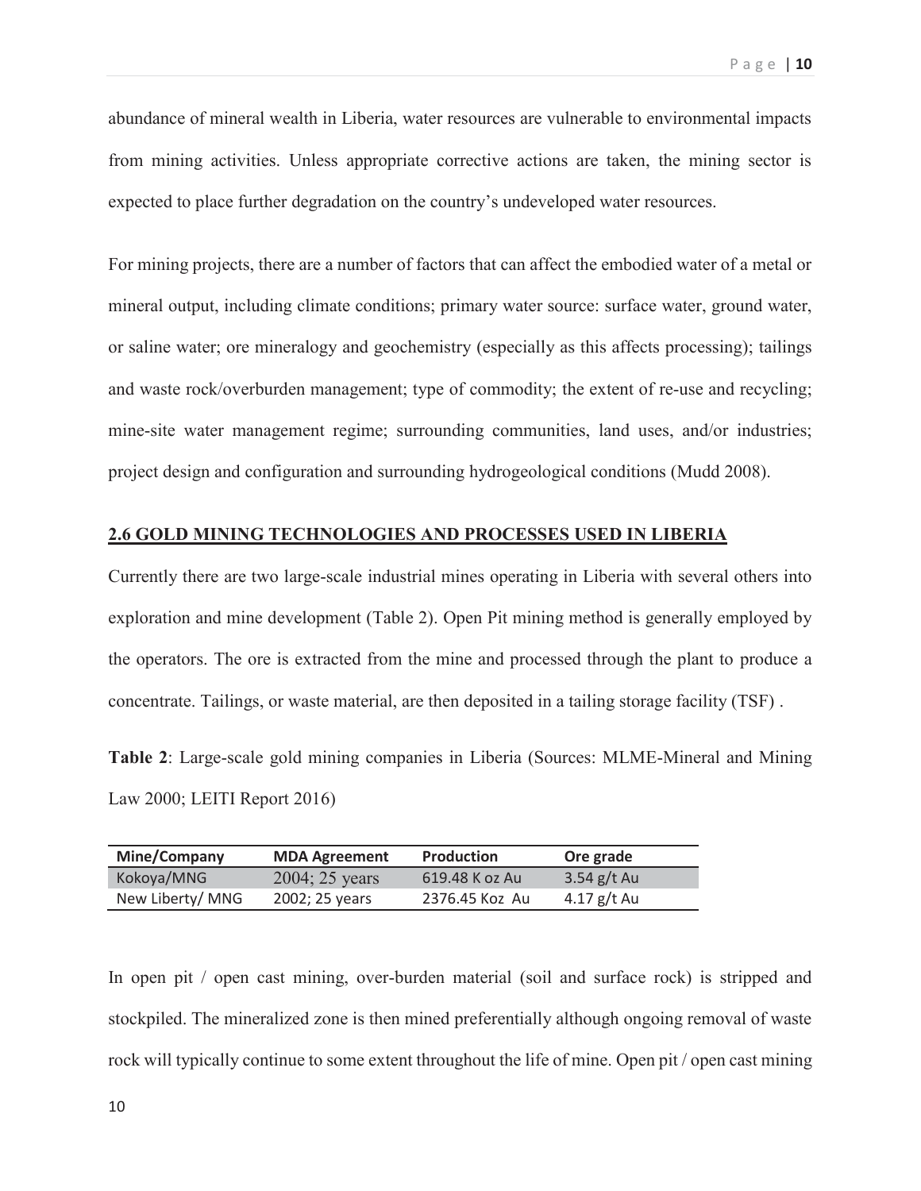abundance of mineral wealth in Liberia, water resources are vulnerable to environmental impacts from mining activities. Unless appropriate corrective actions are taken, the mining sector is expected to place further degradation on the country's undeveloped water resources.

For mining projects, there are a number of factors that can affect the embodied water of a metal or mineral output, including climate conditions; primary water source: surface water, ground water, or saline water; ore mineralogy and geochemistry (especially as this affects processing); tailings and waste rock/overburden management; type of commodity; the extent of re-use and recycling; mine-site water management regime; surrounding communities, land uses, and/or industries; project design and configuration and surrounding hydrogeological conditions (Mudd 2008).

## 2.6 GOLD MINING TECHNOLOGIES AND PROCESSES USED IN LIBERIA

Currently there are two large-scale industrial mines operating in Liberia with several others into exploration and mine development (Table 2). Open Pit mining method is generally employed by the operators. The ore is extracted from the mine and processed through the plant to produce a concentrate. Tailings, or waste material, are then deposited in a tailing storage facility (TSF) .

**Table 2**: Large-scale gold mining companies in Liberia (Sources: MLME-Mineral and Mining Law 2000; LEITI Report 2016)

| Mine/Company | MDA Agreement | Production | Ore grade |
|---|---|---|---|
| Kokoya/MNG | 2004; 25 years | 619.48 K oz Au | 3.54 g/t Au |
| New Liberty/ MNG | 2002; 25 years | 2376.45 Koz Au | 4.17 g/t Au |

In open pit / open cast mining, over-burden material (soil and surface rock) is stripped and stockpiled. The mineralized zone is then mined preferentially although ongoing removal of waste rock will typically continue to some extent throughout the life of mine. Open pit / open cast mining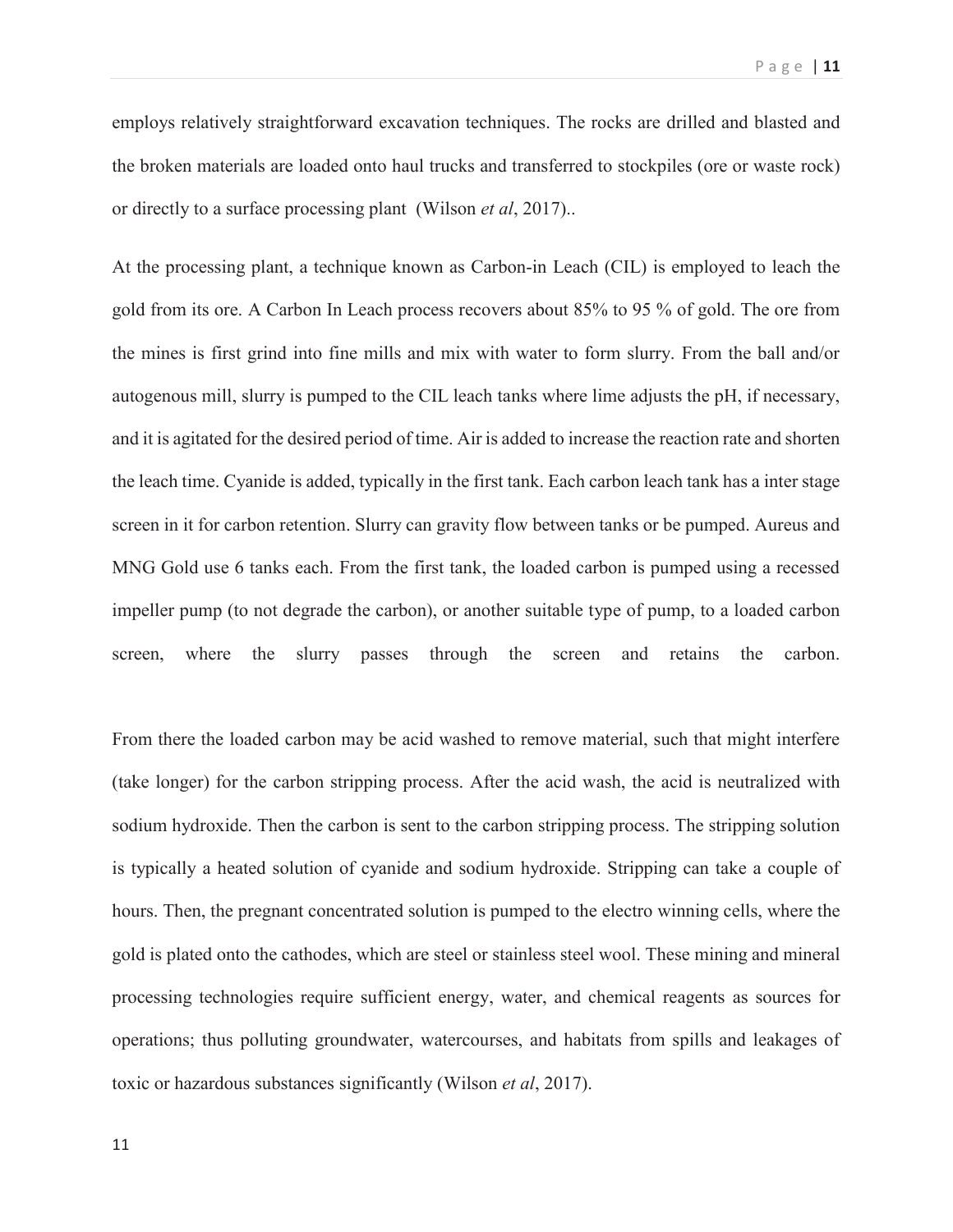employs relatively straightforward excavation techniques. The rocks are drilled and blasted and the broken materials are loaded onto haul trucks and transferred to stockpiles (ore or waste rock) or directly to a surface processing plant (Wilson *et al*, 2017)..

At the processing plant, a technique known as Carbon-in Leach (CIL) is employed to leach the gold from its ore. A Carbon In Leach process recovers about 85% to 95 % of gold. The ore from the mines is first grind into fine mills and mix with water to form slurry. From the ball and/or autogenous mill, slurry is pumped to the CIL leach tanks where lime adjusts the pH, if necessary, and it is agitated for the desired period of time. Air is added to increase the reaction rate and shorten the leach time. Cyanide is added, typically in the first tank. Each carbon leach tank has a inter stage screen in it for carbon retention. Slurry can gravity flow between tanks or be pumped. Aureus and MNG Gold use 6 tanks each. From the first tank, the loaded carbon is pumped using a recessed impeller pump (to not degrade the carbon), or another suitable type of pump, to a loaded carbon screen, where the slurry passes through the screen and retains the carbon.

From there the loaded carbon may be acid washed to remove material, such that might interfere (take longer) for the carbon stripping process. After the acid wash, the acid is neutralized with sodium hydroxide. Then the carbon is sent to the carbon stripping process. The stripping solution is typically a heated solution of cyanide and sodium hydroxide. Stripping can take a couple of hours. Then, the pregnant concentrated solution is pumped to the electro winning cells, where the gold is plated onto the cathodes, which are steel or stainless steel wool. These mining and mineral processing technologies require sufficient energy, water, and chemical reagents as sources for operations; thus polluting groundwater, watercourses, and habitats from spills and leakages of toxic or hazardous substances significantly (Wilson *et al*, 2017).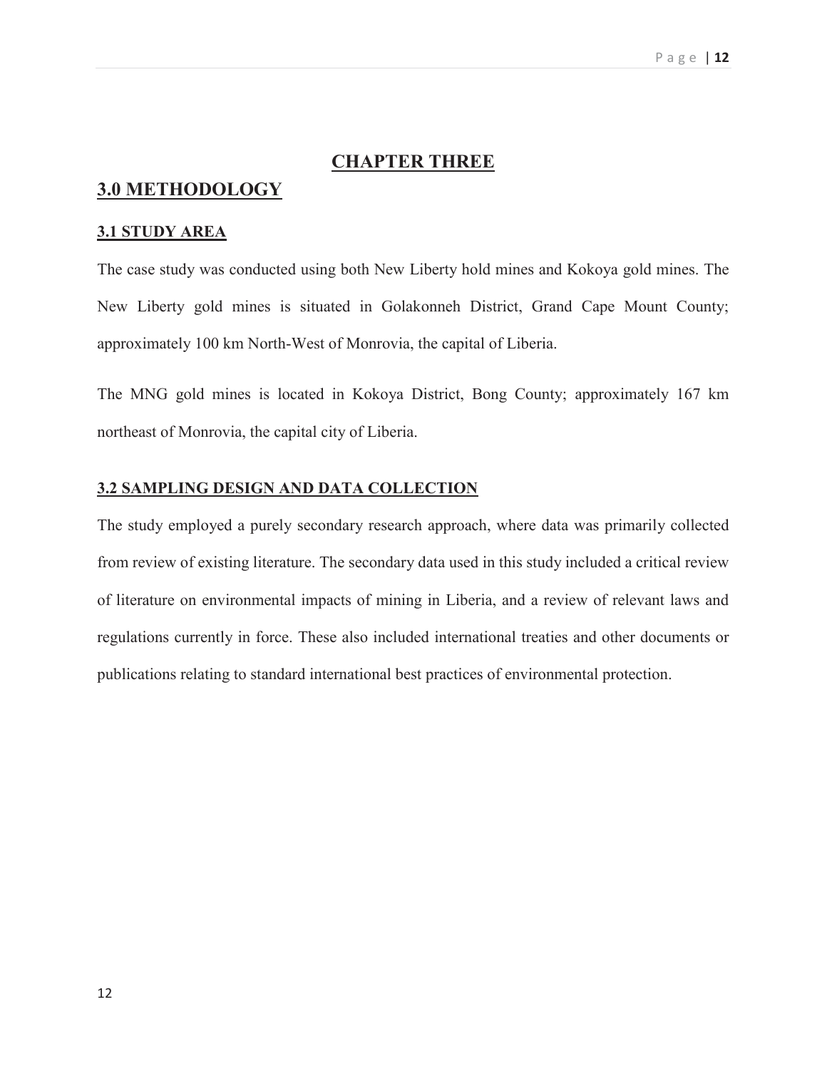# CHAPTER THREE

## 3.0 METHODOLOGY

### 3.1 STUDY AREA

The case study was conducted using both New Liberty hold mines and Kokoya gold mines. The New Liberty gold mines is situated in Golakonneh District, Grand Cape Mount County; approximately 100 km North-West of Monrovia, the capital of Liberia.

The MNG gold mines is located in Kokoya District, Bong County; approximately 167 km northeast of Monrovia, the capital city of Liberia.

### 3.2 SAMPLING DESIGN AND DATA COLLECTION

The study employed a purely secondary research approach, where data was primarily collected from review of existing literature. The secondary data used in this study included a critical review of literature on environmental impacts of mining in Liberia, and a review of relevant laws and regulations currently in force. These also included international treaties and other documents or publications relating to standard international best practices of environmental protection.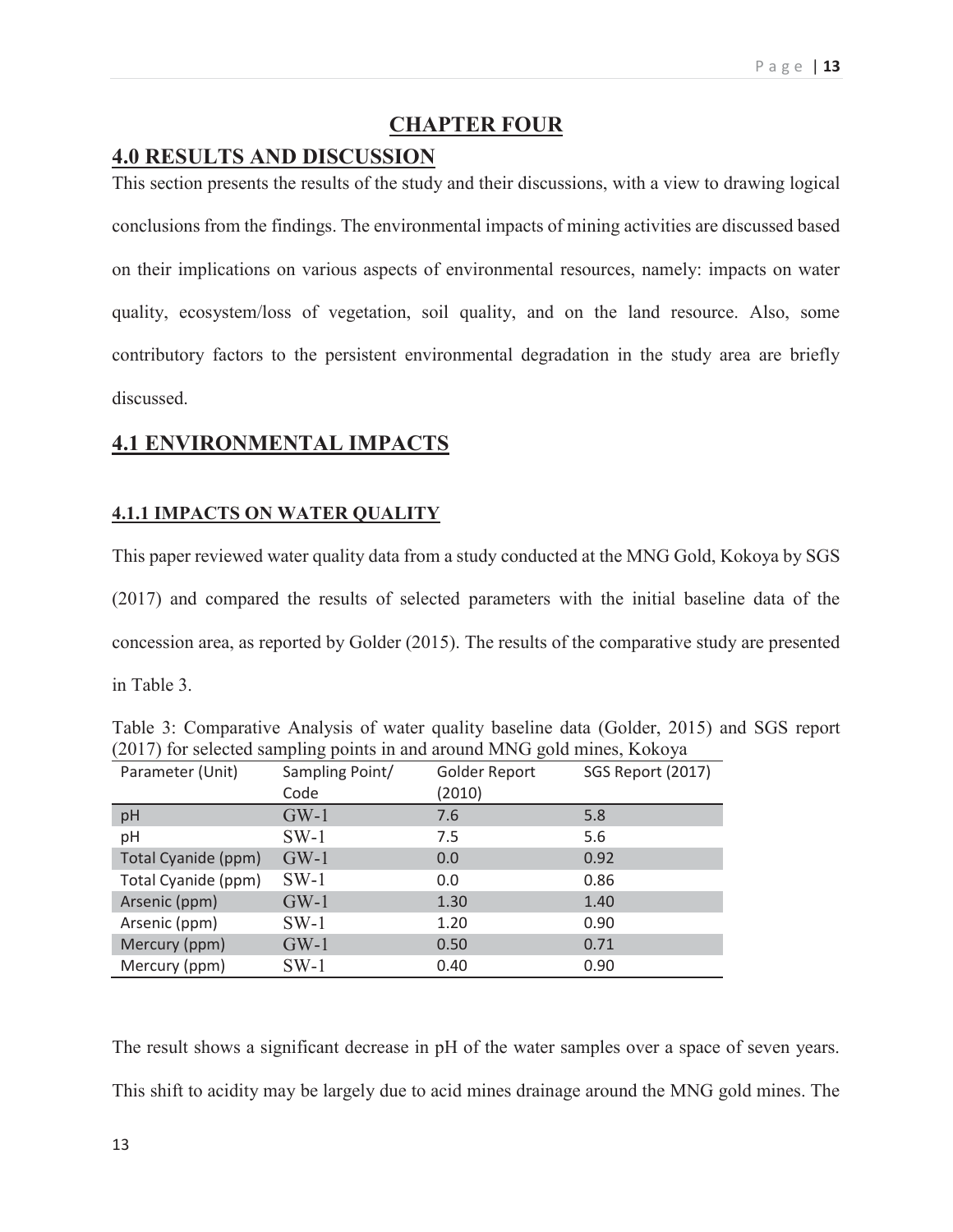# CHAPTER FOUR

## 4.0 RESULTS AND DISCUSSION

This section presents the results of the study and their discussions, with a view to drawing logical conclusions from the findings. The environmental impacts of mining activities are discussed based on their implications on various aspects of environmental resources, namely: impacts on water quality, ecosystem/loss of vegetation, soil quality, and on the land resource. Also, some contributory factors to the persistent environmental degradation in the study area are briefly discussed.

## 4.1 ENVIRONMENTAL IMPACTS

### 4.1.1 IMPACTS ON WATER QUALITY

This paper reviewed water quality data from a study conducted at the MNG Gold, Kokoya by SGS (2017) and compared the results of selected parameters with the initial baseline data of the concession area, as reported by Golder (2015). The results of the comparative study are presented in Table 3.

Table 3: Comparative Analysis of water quality baseline data (Golder, 2015) and SGS report (2017) for selected sampling points in and around MNG gold mines, Kokoya

| Parameter (Unit) | Sampling Point/ Code | Golder Report (2010) | SGS Report (2017) |
|---|---|---|---|
| pH | GW-1 | 7.6 | 5.8 |
| pH | SW-1 | 7.5 | 5.6 |
| Total Cyanide (ppm) | GW-1 | 0.0 | 0.92 |
| Total Cyanide (ppm) | SW-1 | 0.0 | 0.86 |
| Arsenic (ppm) | GW-1 | 1.30 | 1.40 |
| Arsenic (ppm) | SW-1 | 1.20 | 0.90 |
| Mercury (ppm) | GW-1 | 0.50 | 0.71 |
| Mercury (ppm) | SW-1 | 0.40 | 0.90 |

The result shows a significant decrease in pH of the water samples over a space of seven years. This shift to acidity may be largely due to acid mines drainage around the MNG gold mines. The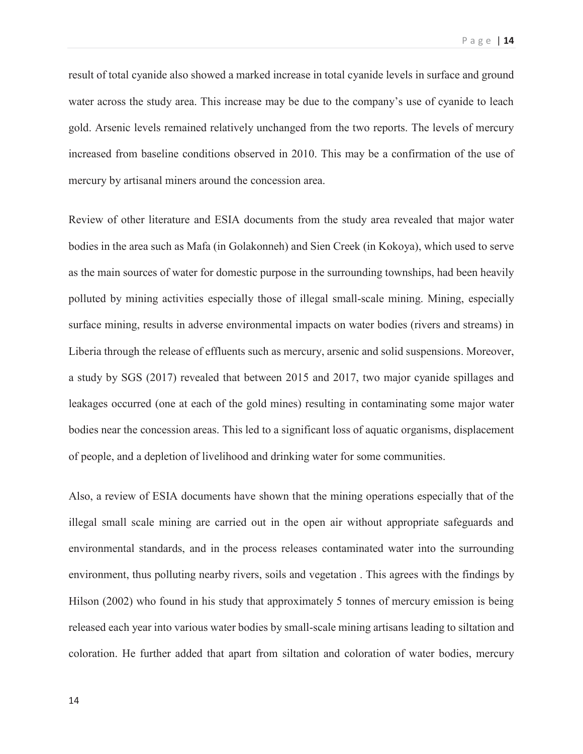result of total cyanide also showed a marked increase in total cyanide levels in surface and ground water across the study area. This increase may be due to the company's use of cyanide to leach gold. Arsenic levels remained relatively unchanged from the two reports. The levels of mercury increased from baseline conditions observed in 2010. This may be a confirmation of the use of mercury by artisanal miners around the concession area.

Review of other literature and ESIA documents from the study area revealed that major water bodies in the area such as Mafa (in Golakonneh) and Sien Creek (in Kokoya), which used to serve as the main sources of water for domestic purpose in the surrounding townships, had been heavily polluted by mining activities especially those of illegal small-scale mining. Mining, especially surface mining, results in adverse environmental impacts on water bodies (rivers and streams) in Liberia through the release of effluents such as mercury, arsenic and solid suspensions. Moreover, a study by SGS (2017) revealed that between 2015 and 2017, two major cyanide spillages and leakages occurred (one at each of the gold mines) resulting in contaminating some major water bodies near the concession areas. This led to a significant loss of aquatic organisms, displacement of people, and a depletion of livelihood and drinking water for some communities.

Also, a review of ESIA documents have shown that the mining operations especially that of the illegal small scale mining are carried out in the open air without appropriate safeguards and environmental standards, and in the process releases contaminated water into the surrounding environment, thus polluting nearby rivers, soils and vegetation . This agrees with the findings by Hilson (2002) who found in his study that approximately 5 tonnes of mercury emission is being released each year into various water bodies by small-scale mining artisans leading to siltation and coloration. He further added that apart from siltation and coloration of water bodies, mercury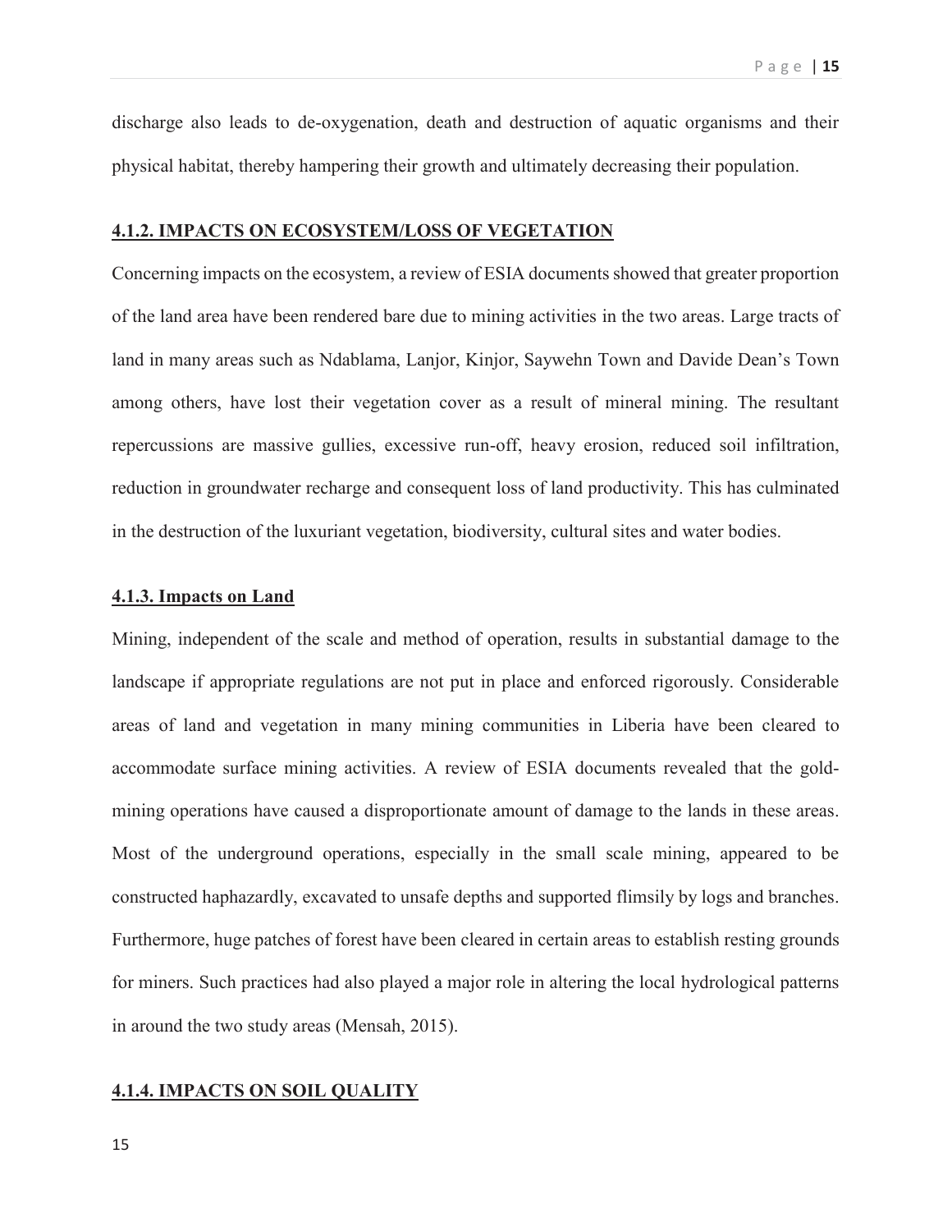discharge also leads to de-oxygenation, death and destruction of aquatic organisms and their physical habitat, thereby hampering their growth and ultimately decreasing their population.

### 4.1.2. IMPACTS ON ECOSYSTEM/LOSS OF VEGETATION

Concerning impacts on the ecosystem, a review of ESIA documents showed that greater proportion of the land area have been rendered bare due to mining activities in the two areas. Large tracts of land in many areas such as Ndablama, Lanjor, Kinjor, Saywehn Town and Davide Dean's Town among others, have lost their vegetation cover as a result of mineral mining. The resultant repercussions are massive gullies, excessive run-off, heavy erosion, reduced soil infiltration, reduction in groundwater recharge and consequent loss of land productivity. This has culminated in the destruction of the luxuriant vegetation, biodiversity, cultural sites and water bodies.

### 4.1.3. Impacts on Land

Mining, independent of the scale and method of operation, results in substantial damage to the landscape if appropriate regulations are not put in place and enforced rigorously. Considerable areas of land and vegetation in many mining communities in Liberia have been cleared to accommodate surface mining activities. A review of ESIA documents revealed that the gold-mining operations have caused a disproportionate amount of damage to the lands in these areas. Most of the underground operations, especially in the small scale mining, appeared to be constructed haphazardly, excavated to unsafe depths and supported flimsily by logs and branches. Furthermore, huge patches of forest have been cleared in certain areas to establish resting grounds for miners. Such practices had also played a major role in altering the local hydrological patterns in around the two study areas (Mensah, 2015).

### 4.1.4. IMPACTS ON SOIL QUALITY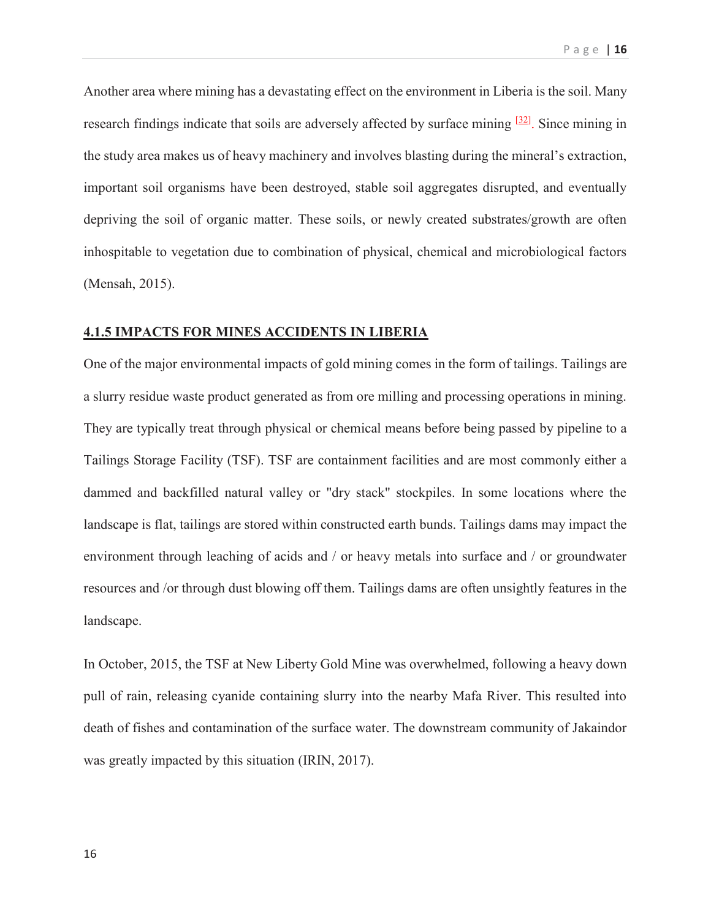Another area where mining has a devastating effect on the environment in Liberia is the soil. Many research findings indicate that soils are adversely affected by surface mining [32]. Since mining in the study area makes us of heavy machinery and involves blasting during the mineral's extraction, important soil organisms have been destroyed, stable soil aggregates disrupted, and eventually depriving the soil of organic matter. These soils, or newly created substrates/growth are often inhospitable to vegetation due to combination of physical, chemical and microbiological factors (Mensah, 2015).

### 4.1.5 IMPACTS FOR MINES ACCIDENTS IN LIBERIA

One of the major environmental impacts of gold mining comes in the form of tailings. Tailings are a slurry residue waste product generated as from ore milling and processing operations in mining. They are typically treat through physical or chemical means before being passed by pipeline to a Tailings Storage Facility (TSF). TSF are containment facilities and are most commonly either a dammed and backfilled natural valley or "dry stack" stockpiles. In some locations where the landscape is flat, tailings are stored within constructed earth bunds. Tailings dams may impact the environment through leaching of acids and / or heavy metals into surface and / or groundwater resources and /or through dust blowing off them. Tailings dams are often unsightly features in the landscape.

In October, 2015, the TSF at New Liberty Gold Mine was overwhelmed, following a heavy down pull of rain, releasing cyanide containing slurry into the nearby Mafa River. This resulted into death of fishes and contamination of the surface water. The downstream community of Jakaindor was greatly impacted by this situation (IRIN, 2017).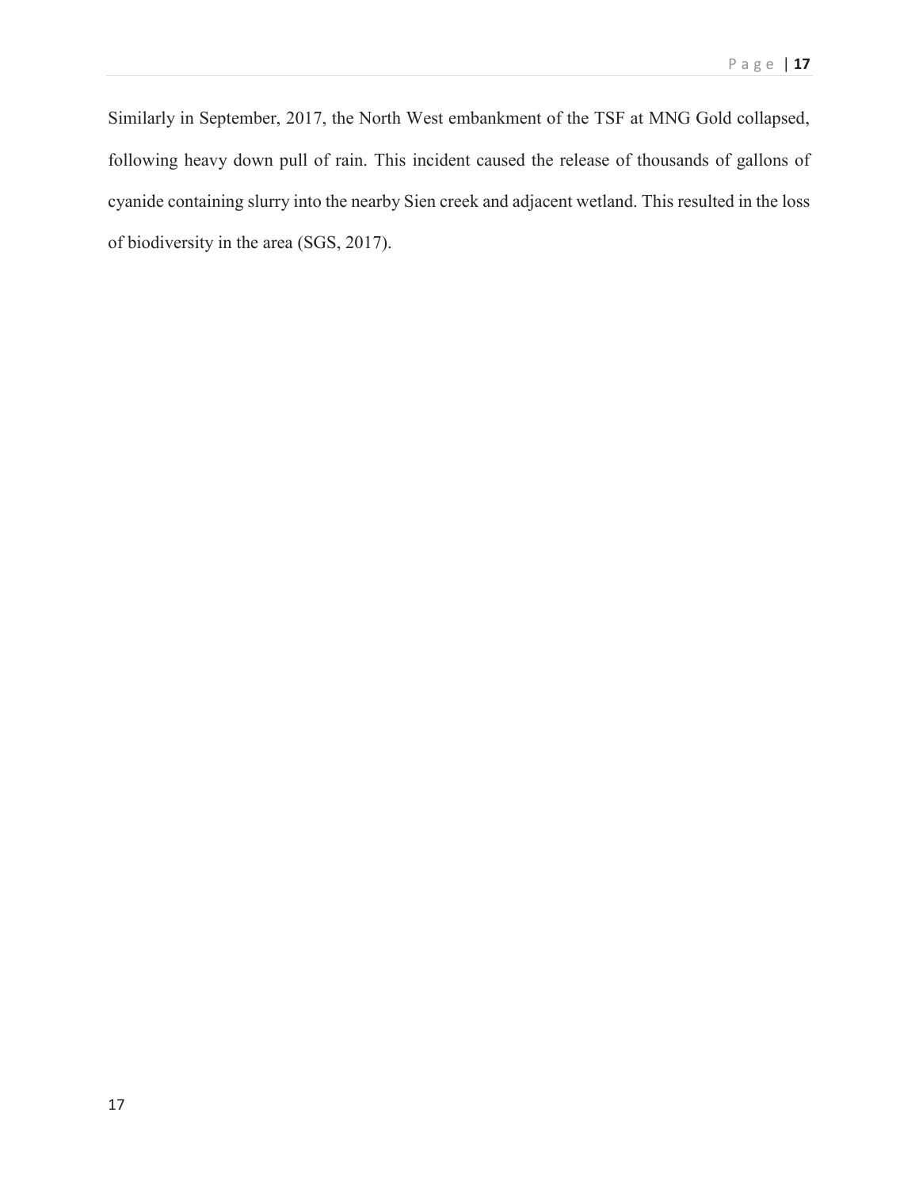Similarly in September, 2017, the North West embankment of the TSF at MNG Gold collapsed, following heavy down pull of rain. This incident caused the release of thousands of gallons of cyanide containing slurry into the nearby Sien creek and adjacent wetland. This resulted in the loss of biodiversity in the area (SGS, 2017).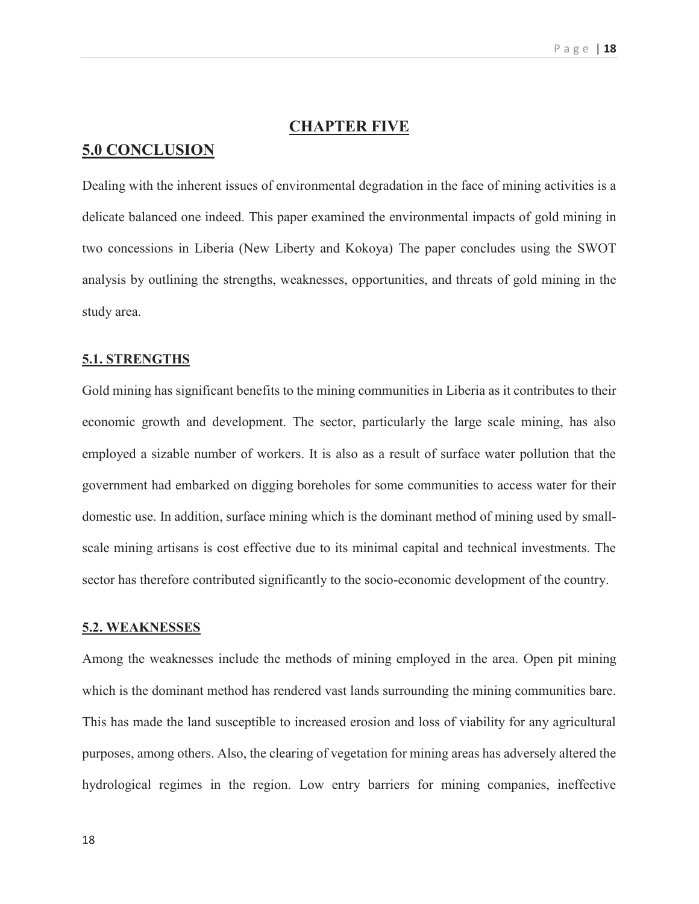## CHAPTER FIVE

## 5.0 CONCLUSION

Dealing with the inherent issues of environmental degradation in the face of mining activities is a delicate balanced one indeed. This paper examined the environmental impacts of gold mining in two concessions in Liberia (New Liberty and Kokoya) The paper concludes using the SWOT analysis by outlining the strengths, weaknesses, opportunities, and threats of gold mining in the study area.

### 5.1. STRENGTHS

Gold mining has significant benefits to the mining communities in Liberia as it contributes to their economic growth and development. The sector, particularly the large scale mining, has also employed a sizable number of workers. It is also as a result of surface water pollution that the government had embarked on digging boreholes for some communities to access water for their domestic use. In addition, surface mining which is the dominant method of mining used by small-scale mining artisans is cost effective due to its minimal capital and technical investments. The sector has therefore contributed significantly to the socio-economic development of the country.

### 5.2. WEAKNESSES

Among the weaknesses include the methods of mining employed in the area. Open pit mining which is the dominant method has rendered vast lands surrounding the mining communities bare. This has made the land susceptible to increased erosion and loss of viability for any agricultural purposes, among others. Also, the clearing of vegetation for mining areas has adversely altered the hydrological regimes in the region. Low entry barriers for mining companies, ineffective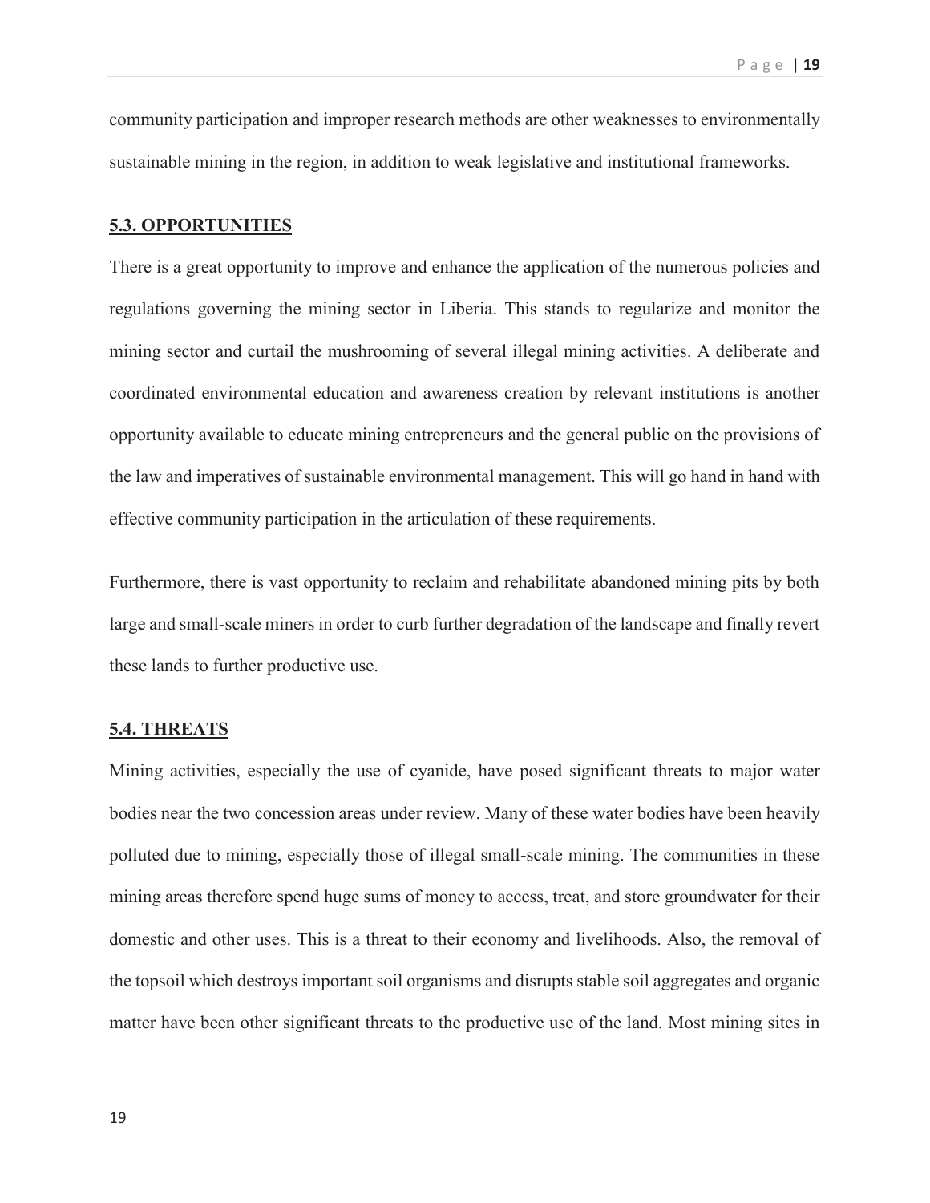community participation and improper research methods are other weaknesses to environmentally sustainable mining in the region, in addition to weak legislative and institutional frameworks.

### 5.3. OPPORTUNITIES

There is a great opportunity to improve and enhance the application of the numerous policies and regulations governing the mining sector in Liberia. This stands to regularize and monitor the mining sector and curtail the mushrooming of several illegal mining activities. A deliberate and coordinated environmental education and awareness creation by relevant institutions is another opportunity available to educate mining entrepreneurs and the general public on the provisions of the law and imperatives of sustainable environmental management. This will go hand in hand with effective community participation in the articulation of these requirements.

Furthermore, there is vast opportunity to reclaim and rehabilitate abandoned mining pits by both large and small-scale miners in order to curb further degradation of the landscape and finally revert these lands to further productive use.

### 5.4. THREATS

Mining activities, especially the use of cyanide, have posed significant threats to major water bodies near the two concession areas under review. Many of these water bodies have been heavily polluted due to mining, especially those of illegal small-scale mining. The communities in these mining areas therefore spend huge sums of money to access, treat, and store groundwater for their domestic and other uses. This is a threat to their economy and livelihoods. Also, the removal of the topsoil which destroys important soil organisms and disrupts stable soil aggregates and organic matter have been other significant threats to the productive use of the land. Most mining sites in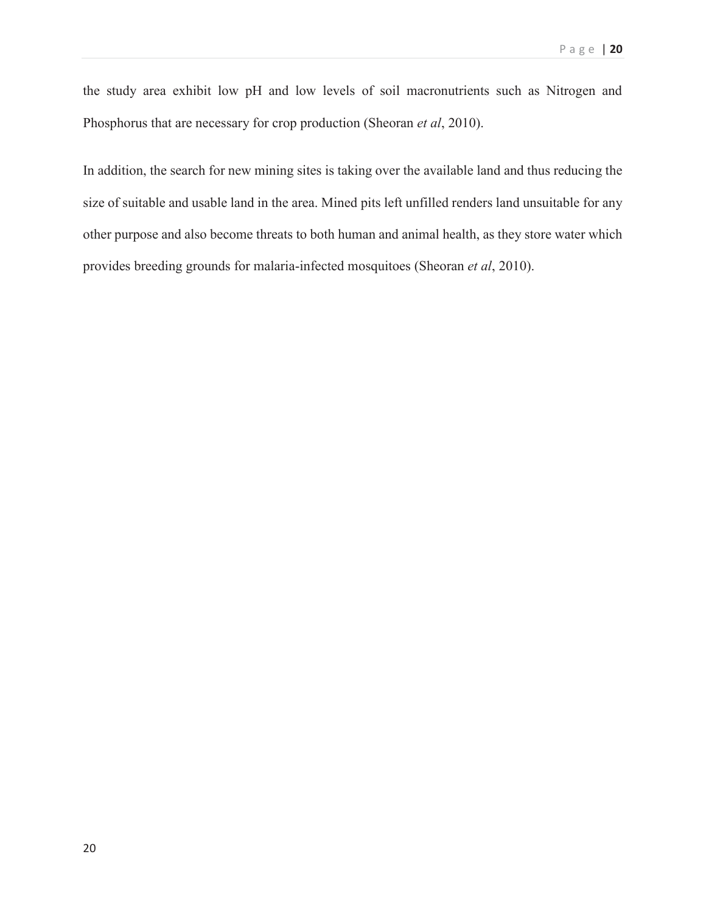the study area exhibit low pH and low levels of soil macronutrients such as Nitrogen and Phosphorus that are necessary for crop production (Sheoran *et al*, 2010).

In addition, the search for new mining sites is taking over the available land and thus reducing the size of suitable and usable land in the area. Mined pits left unfilled renders land unsuitable for any other purpose and also become threats to both human and animal health, as they store water which provides breeding grounds for malaria-infected mosquitoes (Sheoran *et al*, 2010).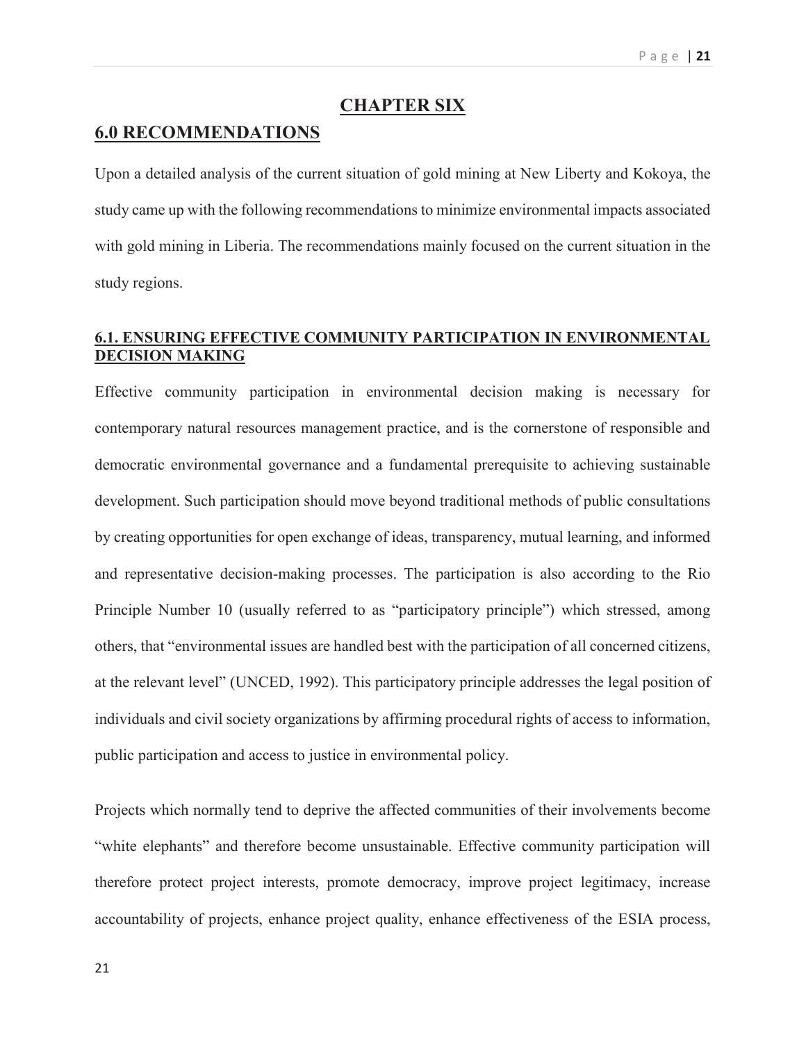# CHAPTER SIX

## 6.0 RECOMMENDATIONS

Upon a detailed analysis of the current situation of gold mining at New Liberty and Kokoya, the study came up with the following recommendations to minimize environmental impacts associated with gold mining in Liberia. The recommendations mainly focused on the current situation in the study regions.

### 6.1. ENSURING EFFECTIVE COMMUNITY PARTICIPATION IN ENVIRONMENTAL DECISION MAKING

Effective community participation in environmental decision making is necessary for contemporary natural resources management practice, and is the cornerstone of responsible and democratic environmental governance and a fundamental prerequisite to achieving sustainable development. Such participation should move beyond traditional methods of public consultations by creating opportunities for open exchange of ideas, transparency, mutual learning, and informed and representative decision-making processes. The participation is also according to the Rio Principle Number 10 (usually referred to as "participatory principle") which stressed, among others, that "environmental issues are handled best with the participation of all concerned citizens, at the relevant level" (UNCED, 1992). This participatory principle addresses the legal position of individuals and civil society organizations by affirming procedural rights of access to information, public participation and access to justice in environmental policy.

Projects which normally tend to deprive the affected communities of their involvements become "white elephants" and therefore become unsustainable. Effective community participation will therefore protect project interests, promote democracy, improve project legitimacy, increase accountability of projects, enhance project quality, enhance effectiveness of the ESIA process,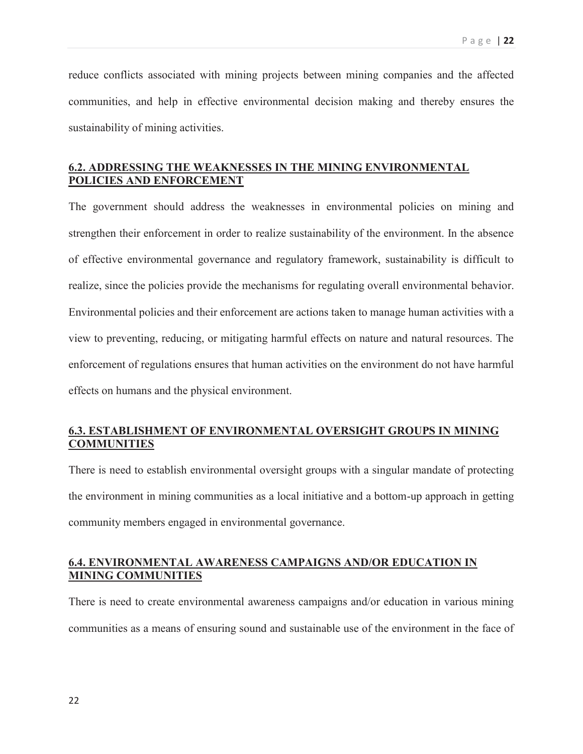reduce conflicts associated with mining projects between mining companies and the affected communities, and help in effective environmental decision making and thereby ensures the sustainability of mining activities.

### 6.2. ADDRESSING THE WEAKNESSES IN THE MINING ENVIRONMENTAL POLICIES AND ENFORCEMENT

The government should address the weaknesses in environmental policies on mining and strengthen their enforcement in order to realize sustainability of the environment. In the absence of effective environmental governance and regulatory framework, sustainability is difficult to realize, since the policies provide the mechanisms for regulating overall environmental behavior. Environmental policies and their enforcement are actions taken to manage human activities with a view to preventing, reducing, or mitigating harmful effects on nature and natural resources. The enforcement of regulations ensures that human activities on the environment do not have harmful effects on humans and the physical environment.

### 6.3. ESTABLISHMENT OF ENVIRONMENTAL OVERSIGHT GROUPS IN MINING COMMUNITIES

There is need to establish environmental oversight groups with a singular mandate of protecting the environment in mining communities as a local initiative and a bottom-up approach in getting community members engaged in environmental governance.

### 6.4. ENVIRONMENTAL AWARENESS CAMPAIGNS AND/OR EDUCATION IN MINING COMMUNITIES

There is need to create environmental awareness campaigns and/or education in various mining communities as a means of ensuring sound and sustainable use of the environment in the face of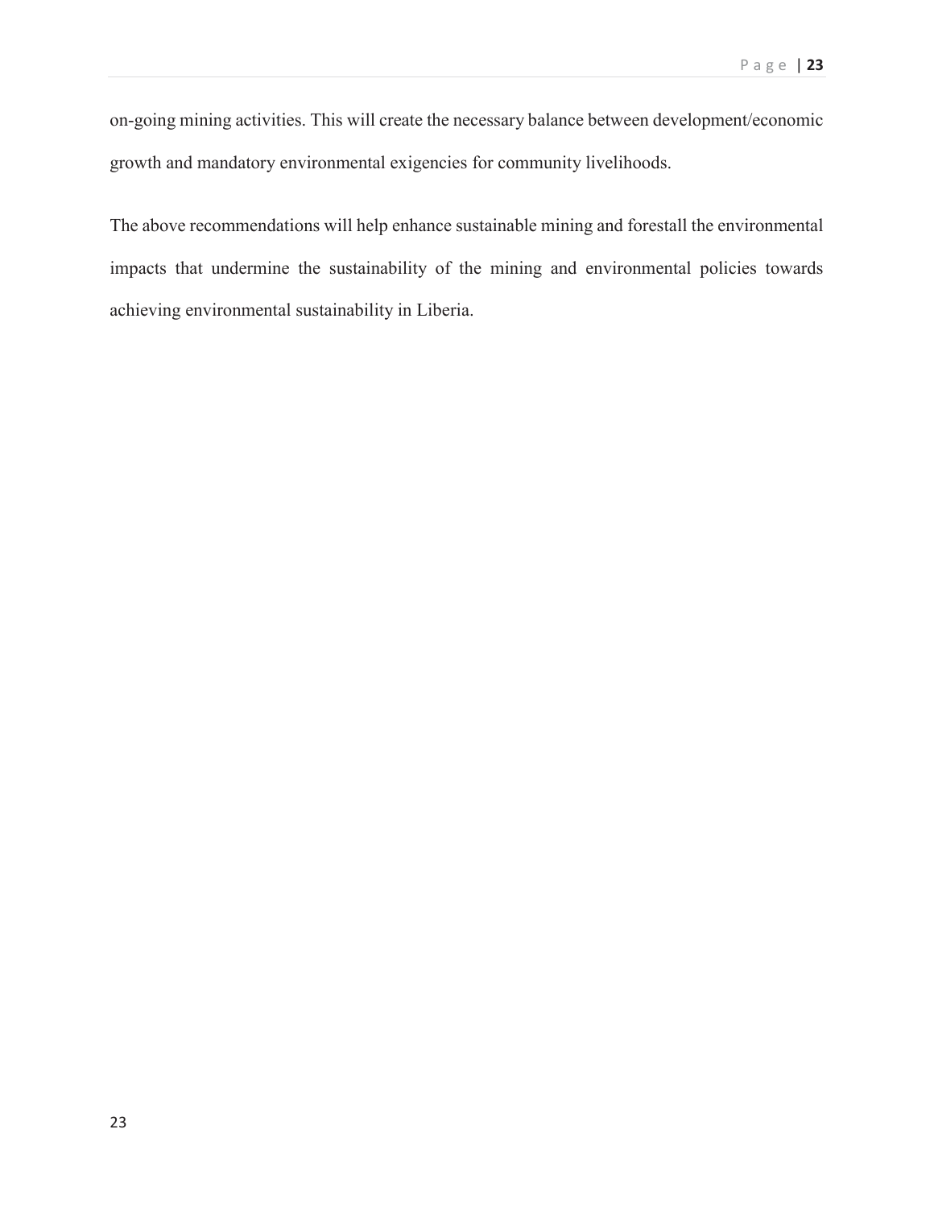on-going mining activities. This will create the necessary balance between development/economic growth and mandatory environmental exigencies for community livelihoods.

The above recommendations will help enhance sustainable mining and forestall the environmental impacts that undermine the sustainability of the mining and environmental policies towards achieving environmental sustainability in Liberia.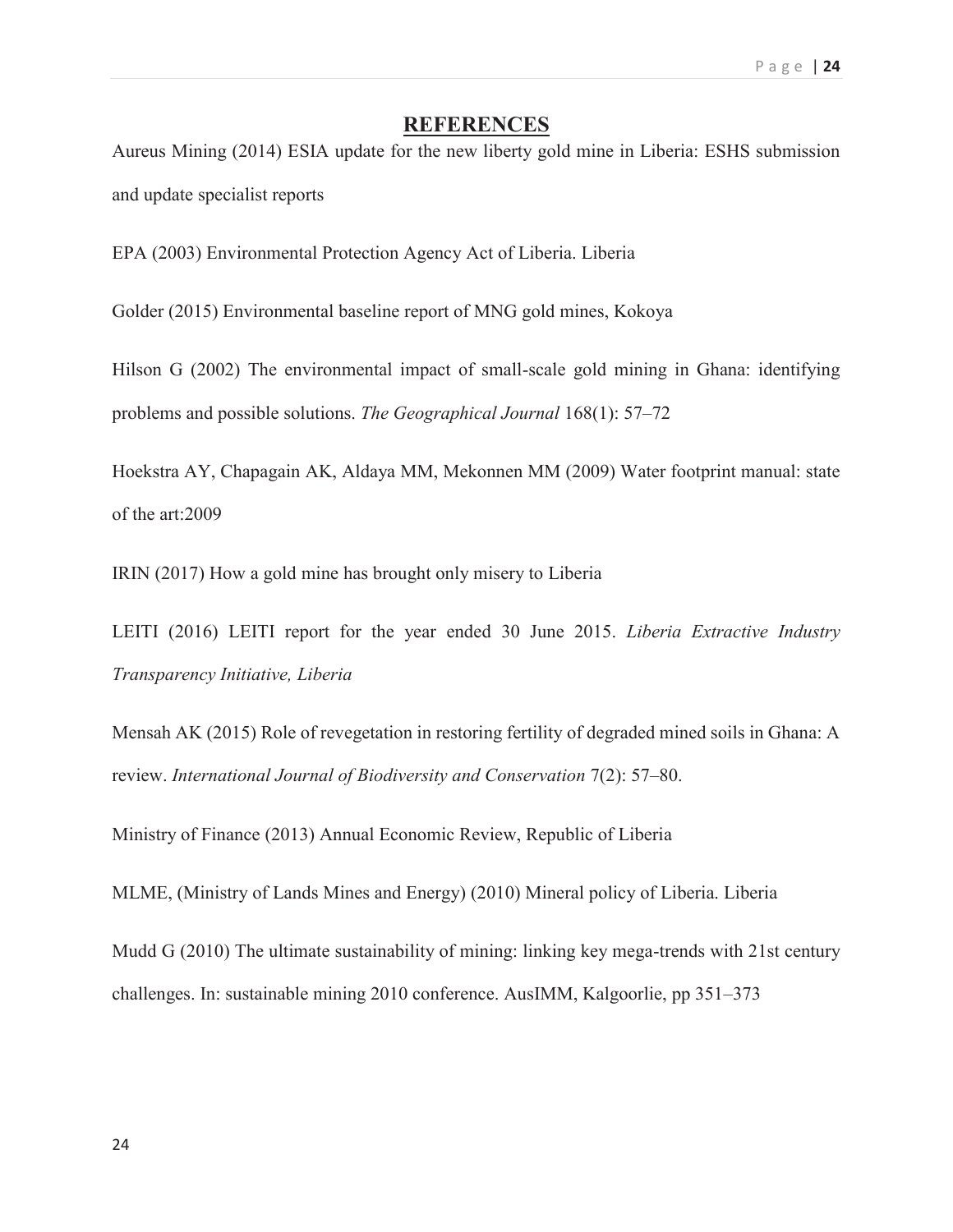## REFERENCES

Aureus Mining (2014) ESIA update for the new liberty gold mine in Liberia: ESHS submission and update specialist reports

EPA (2003) Environmental Protection Agency Act of Liberia. Liberia

Golder (2015) Environmental baseline report of MNG gold mines, Kokoya

Hilson G (2002) The environmental impact of small-scale gold mining in Ghana: identifying problems and possible solutions. *The Geographical Journal* 168(1): 57–72

Hoekstra AY, Chapagain AK, Aldaya MM, Mekonnen MM (2009) Water footprint manual: state of the art:2009

IRIN (2017) How a gold mine has brought only misery to Liberia

LEITI (2016) LEITI report for the year ended 30 June 2015. *Liberia Extractive Industry Transparency Initiative, Liberia*

Mensah AK (2015) Role of revegetation in restoring fertility of degraded mined soils in Ghana: A review. *International Journal of Biodiversity and Conservation* 7(2): 57–80.

Ministry of Finance (2013) Annual Economic Review, Republic of Liberia

MLME, (Ministry of Lands Mines and Energy) (2010) Mineral policy of Liberia. Liberia

Mudd G (2010) The ultimate sustainability of mining: linking key mega-trends with 21st century challenges. In: sustainable mining 2010 conference. AusIMM, Kalgoorlie, pp 351–373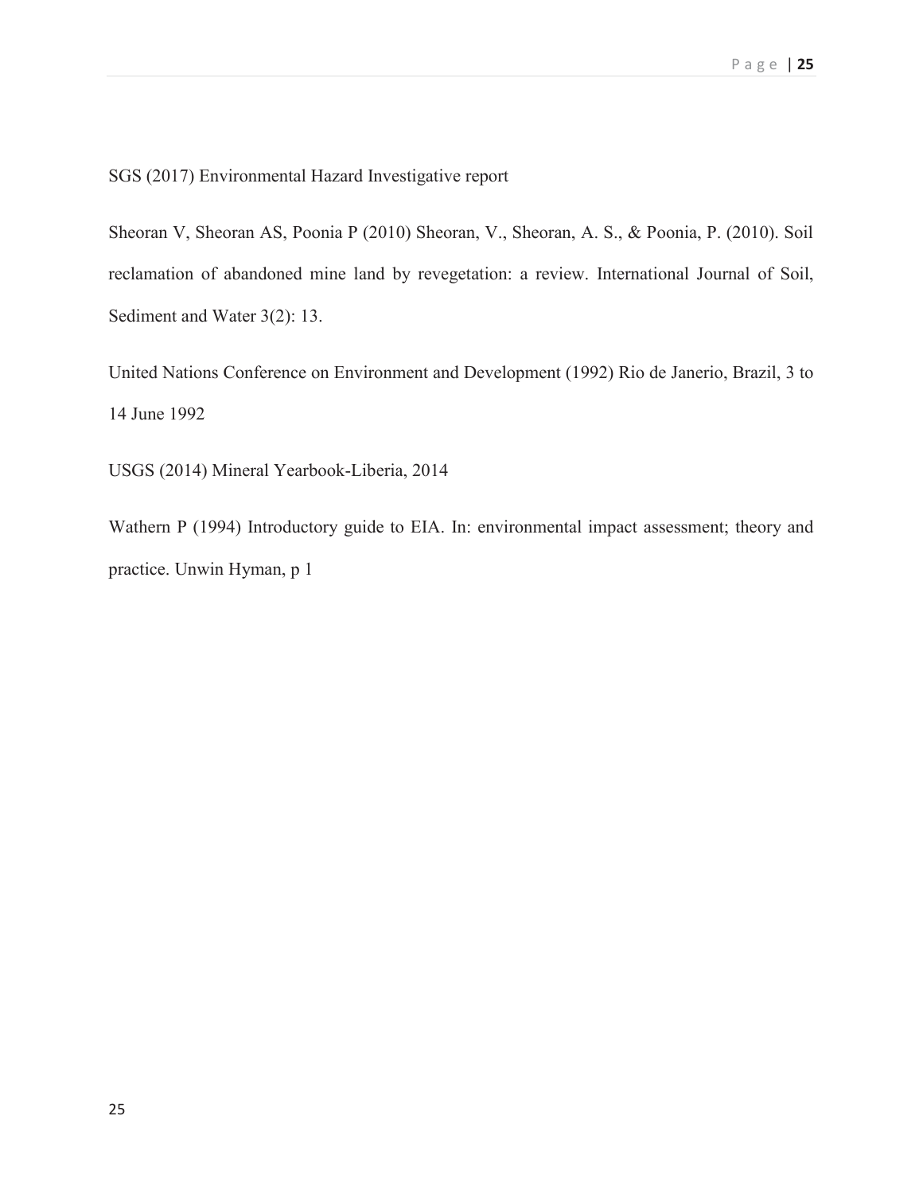SGS (2017) Environmental Hazard Investigative report

Sheoran V, Sheoran AS, Poonia P (2010) Sheoran, V., Sheoran, A. S., & Poonia, P. (2010). Soil reclamation of abandoned mine land by revegetation: a review. International Journal of Soil, Sediment and Water 3(2): 13.

United Nations Conference on Environment and Development (1992) Rio de Janerio, Brazil, 3 to 14 June 1992

USGS (2014) Mineral Yearbook-Liberia, 2014

Wathern P (1994) Introductory guide to EIA. In: environmental impact assessment; theory and practice. Unwin Hyman, p 1